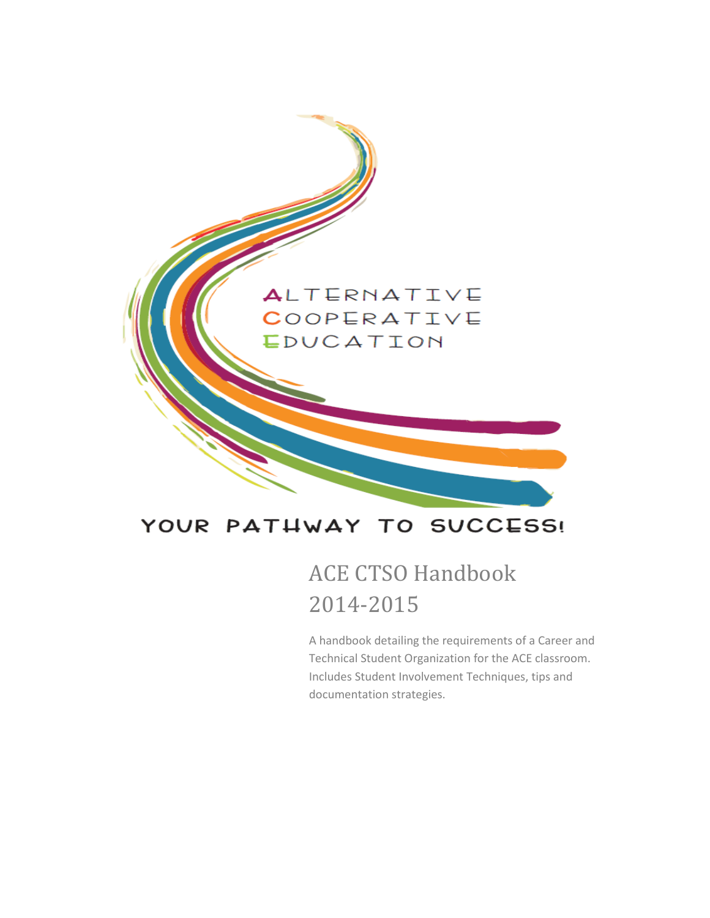ALTERNATIVE
COOPERATIVE
EDUCATION

YOUR PATHWAY TO SUCCESS!

# ACE CTSO Handbook 2014-2015

A handbook detailing the requirements of a Career and Technical Student Organization for the ACE classroom. Includes Student Involvement Techniques, tips and documentation strategies.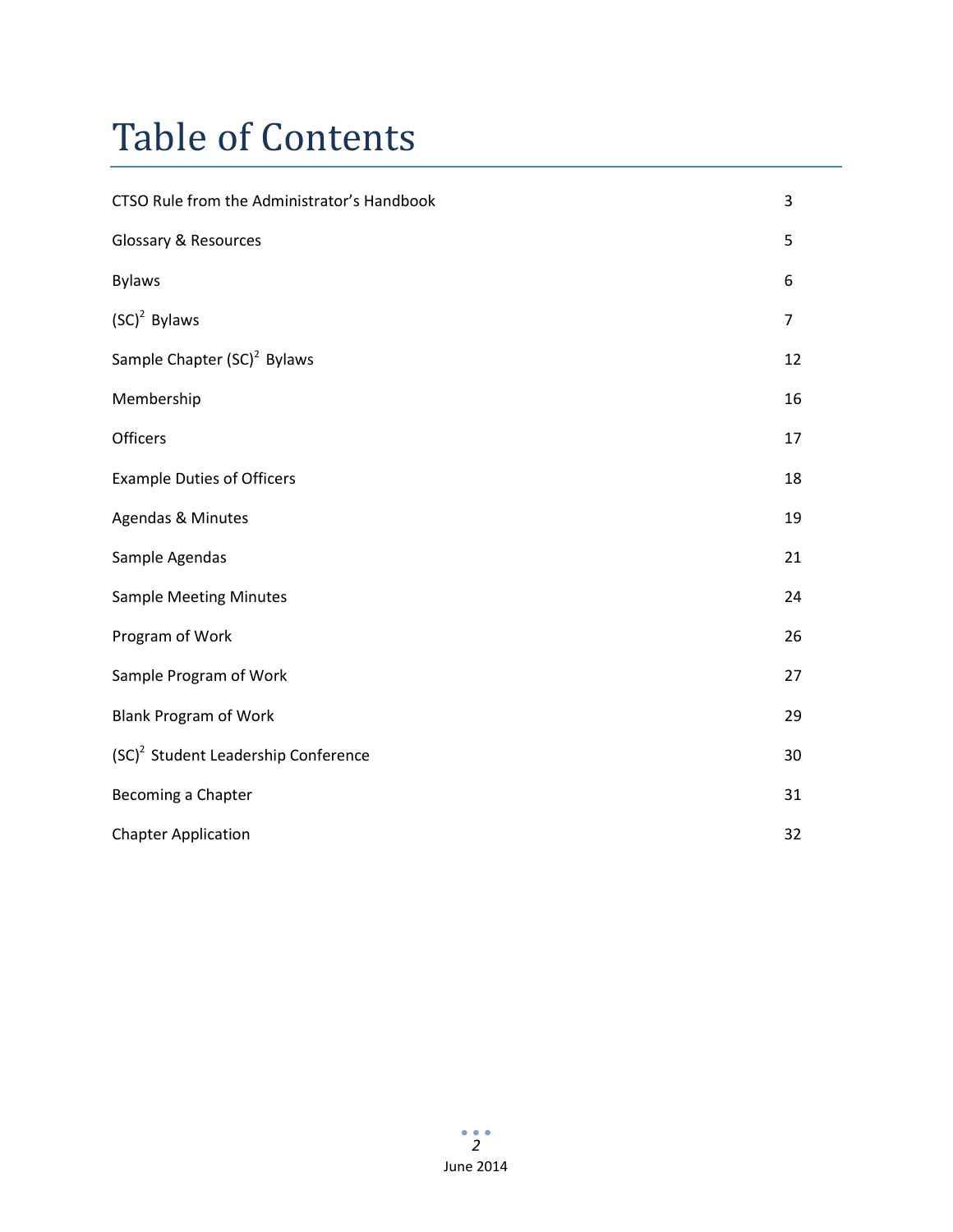# Table of Contents

| | |
|---|---|
| CTSO Rule from the Administrator's Handbook | 3 |
| Glossary & Resources | 5 |
| Bylaws | 6 |
| $(SC)^2$ Bylaws | 7 |
| Sample Chapter $(SC)^2$ Bylaws | 12 |
| Membership | 16 |
| Officers | 17 |
| Example Duties of Officers | 18 |
| Agendas & Minutes | 19 |
| Sample Agendas | 21 |
| Sample Meeting Minutes | 24 |
| Program of Work | 26 |
| Sample Program of Work | 27 |
| Blank Program of Work | 29 |
| $(SC)^2$ Student Leadership Conference | 30 |
| Becoming a Chapter | 31 |
| Chapter Application | 32 |

June 2014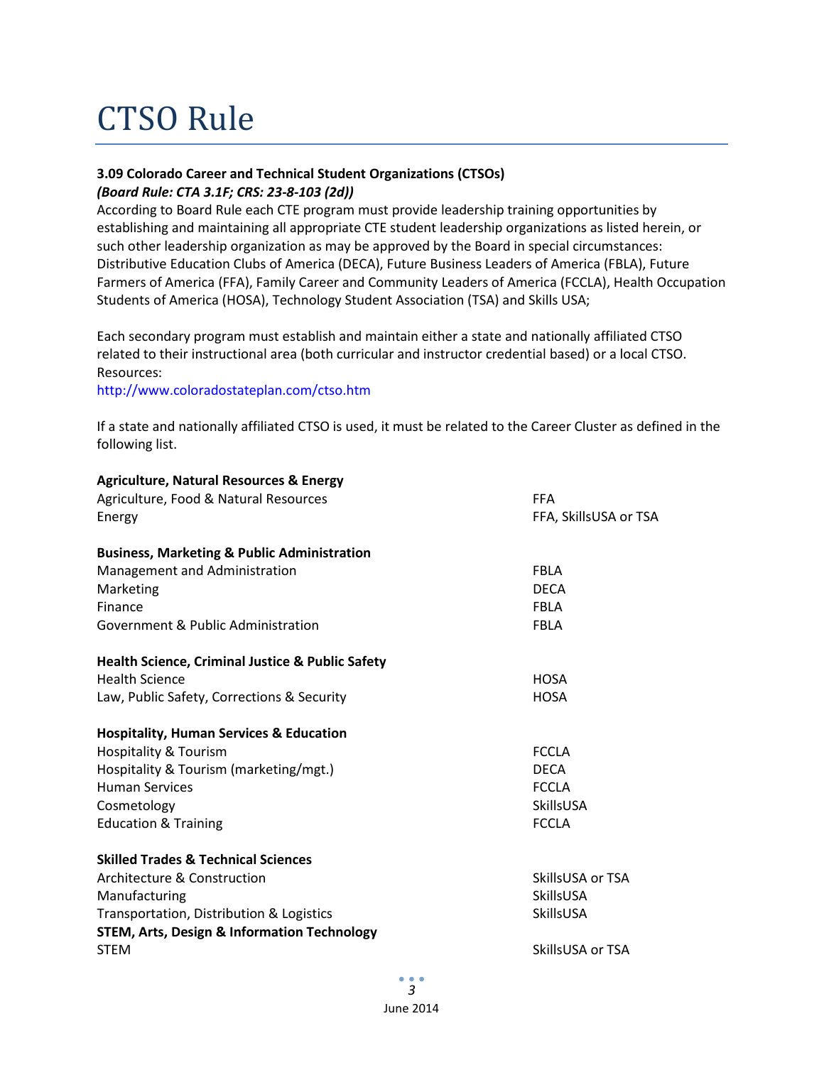# CTSO Rule

**3.09 Colorado Career and Technical Student Organizations (CTSOs)**
***(Board Rule: CTA 3.1F; CRS: 23-8-103 (2d))***
According to Board Rule each CTE program must provide leadership training opportunities by establishing and maintaining all appropriate CTE student leadership organizations as listed herein, or such other leadership organization as may be approved by the Board in special circumstances: Distributive Education Clubs of America (DECA), Future Business Leaders of America (FBLA), Future Farmers of America (FFA), Family Career and Community Leaders of America (FCCLA), Health Occupation Students of America (HOSA), Technology Student Association (TSA) and Skills USA;

Each secondary program must establish and maintain either a state and nationally affiliated CTSO related to their instructional area (both curricular and instructor credential based) or a local CTSO. Resources:
http://www.coloradostateplan.com/ctso.htm

If a state and nationally affiliated CTSO is used, it must be related to the Career Cluster as defined in the following list.

| Career Cluster | CTSO |
|---|---|
| **Agriculture, Natural Resources & Energy** | |
| Agriculture, Food & Natural Resources | FFA |
| Energy | FFA, SkillsUSA or TSA |
| **Business, Marketing & Public Administration** | |
| Management and Administration | FBLA |
| Marketing | DECA |
| Finance | FBLA |
| Government & Public Administration | FBLA |
| **Health Science, Criminal Justice & Public Safety** | |
| Health Science | HOSA |
| Law, Public Safety, Corrections & Security | HOSA |
| **Hospitality, Human Services & Education** | |
| Hospitality & Tourism | FCCLA |
| Hospitality & Tourism (marketing/mgt.) | DECA |
| Human Services | FCCLA |
| Cosmetology | SkillsUSA |
| Education & Training | FCCLA |
| **Skilled Trades & Technical Sciences** | |
| Architecture & Construction | SkillsUSA or TSA |
| Manufacturing | SkillsUSA |
| Transportation, Distribution & Logistics | SkillsUSA |
| **STEM, Arts, Design & Information Technology** | |
| STEM | SkillsUSA or TSA |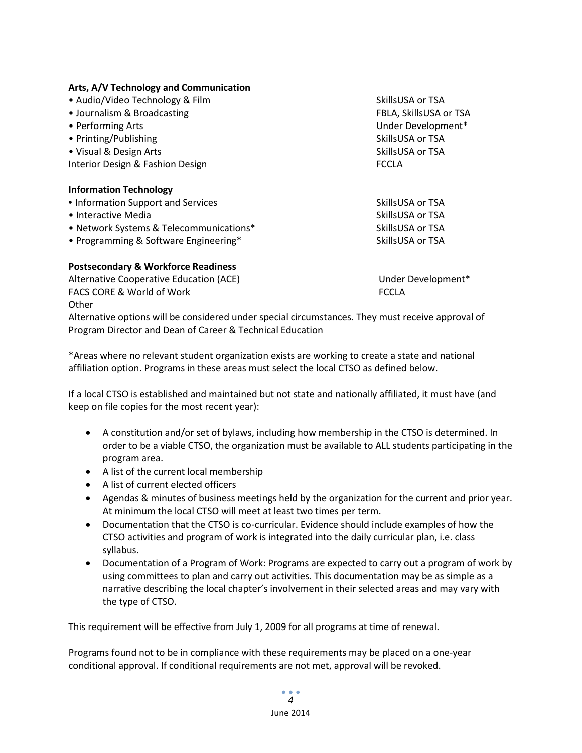**Arts, A/V Technology and Communication**

| | |
|---|---|
| • Audio/Video Technology & Film | SkillsUSA or TSA |
| • Journalism & Broadcasting | FBLA, SkillsUSA or TSA |
| • Performing Arts | Under Development* |
| • Printing/Publishing | SkillsUSA or TSA |
| • Visual & Design Arts | SkillsUSA or TSA |
| Interior Design & Fashion Design | FCCLA |

**Information Technology**

| | |
|---|---|
| • Information Support and Services | SkillsUSA or TSA |
| • Interactive Media | SkillsUSA or TSA |
| • Network Systems & Telecommunications* | SkillsUSA or TSA |
| • Programming & Software Engineering* | SkillsUSA or TSA |

**Postsecondary & Workforce Readiness**

| | |
|---|---|
| Alternative Cooperative Education (ACE) | Under Development* |
| FACS CORE & World of Work | FCCLA |

Other

Alternative options will be considered under special circumstances. They must receive approval of Program Director and Dean of Career & Technical Education

*Areas where no relevant student organization exists are working to create a state and national affiliation option. Programs in these areas must select the local CTSO as defined below.

If a local CTSO is established and maintained but not state and nationally affiliated, it must have (and keep on file copies for the most recent year):

- A constitution and/or set of bylaws, including how membership in the CTSO is determined. In order to be a viable CTSO, the organization must be available to ALL students participating in the program area.
- A list of the current local membership
- A list of current elected officers
- Agendas & minutes of business meetings held by the organization for the current and prior year. At minimum the local CTSO will meet at least two times per term.
- Documentation that the CTSO is co-curricular. Evidence should include examples of how the CTSO activities and program of work is integrated into the daily curricular plan, i.e. class syllabus.
- Documentation of a Program of Work: Programs are expected to carry out a program of work by using committees to plan and carry out activities. This documentation may be as simple as a narrative describing the local chapter's involvement in their selected areas and may vary with the type of CTSO.

This requirement will be effective from July 1, 2009 for all programs at time of renewal.

Programs found not to be in compliance with these requirements may be placed on a one-year conditional approval. If conditional requirements are not met, approval will be revoked.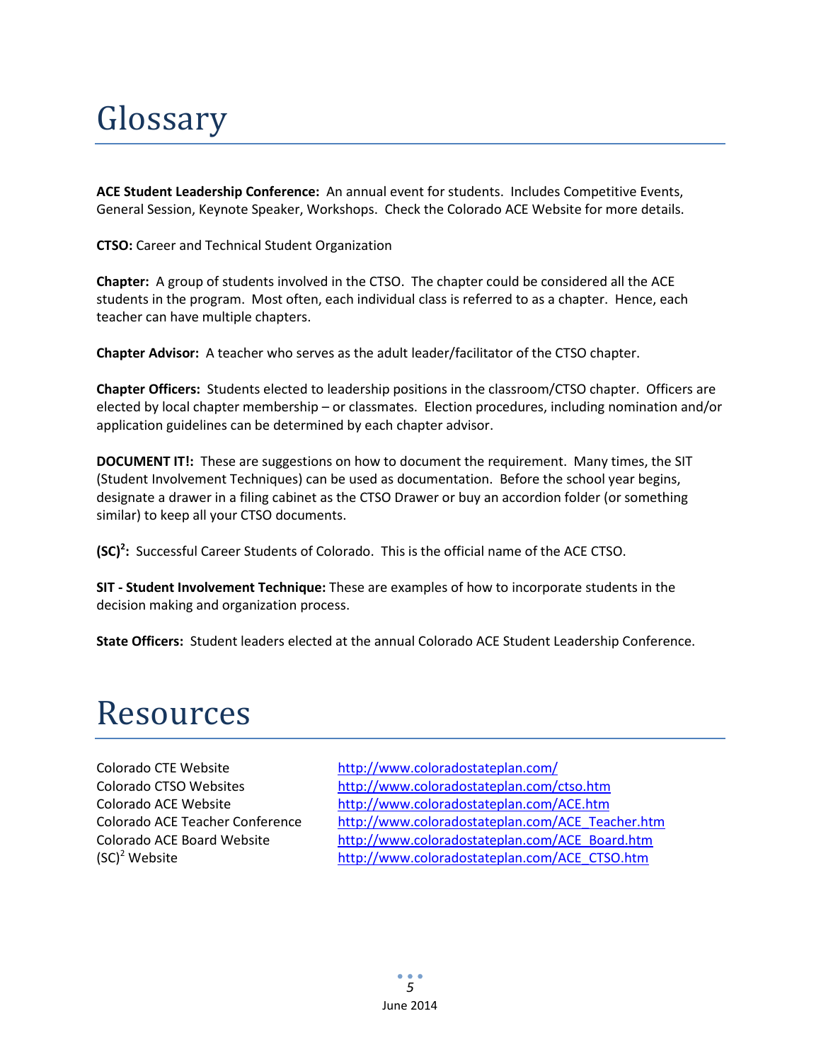# Glossary

**ACE Student Leadership Conference:** An annual event for students. Includes Competitive Events, General Session, Keynote Speaker, Workshops. Check the Colorado ACE Website for more details.

**CTSO:** Career and Technical Student Organization

**Chapter:** A group of students involved in the CTSO. The chapter could be considered all the ACE students in the program. Most often, each individual class is referred to as a chapter. Hence, each teacher can have multiple chapters.

**Chapter Advisor:** A teacher who serves as the adult leader/facilitator of the CTSO chapter.

**Chapter Officers:** Students elected to leadership positions in the classroom/CTSO chapter. Officers are elected by local chapter membership – or classmates. Election procedures, including nomination and/or application guidelines can be determined by each chapter advisor.

**DOCUMENT IT!:** These are suggestions on how to document the requirement. Many times, the SIT (Student Involvement Techniques) can be used as documentation. Before the school year begins, designate a drawer in a filing cabinet as the CTSO Drawer or buy an accordion folder (or something similar) to keep all your CTSO documents.

**$(SC)^2$:** Successful Career Students of Colorado. This is the official name of the ACE CTSO.

**SIT - Student Involvement Technique:** These are examples of how to incorporate students in the decision making and organization process.

**State Officers:** Student leaders elected at the annual Colorado ACE Student Leadership Conference.

# Resources

| | |
|---|---|
| Colorado CTE Website | http://www.coloradostateplan.com/ |
| Colorado CTSO Websites | http://www.coloradostateplan.com/ctso.htm |
| Colorado ACE Website | http://www.coloradostateplan.com/ACE.htm |
| Colorado ACE Teacher Conference | http://www.coloradostateplan.com/ACE_Teacher.htm |
| Colorado ACE Board Website | http://www.coloradostateplan.com/ACE_Board.htm |
| $(SC)^2$ Website | http://www.coloradostateplan.com/ACE_CTSO.htm |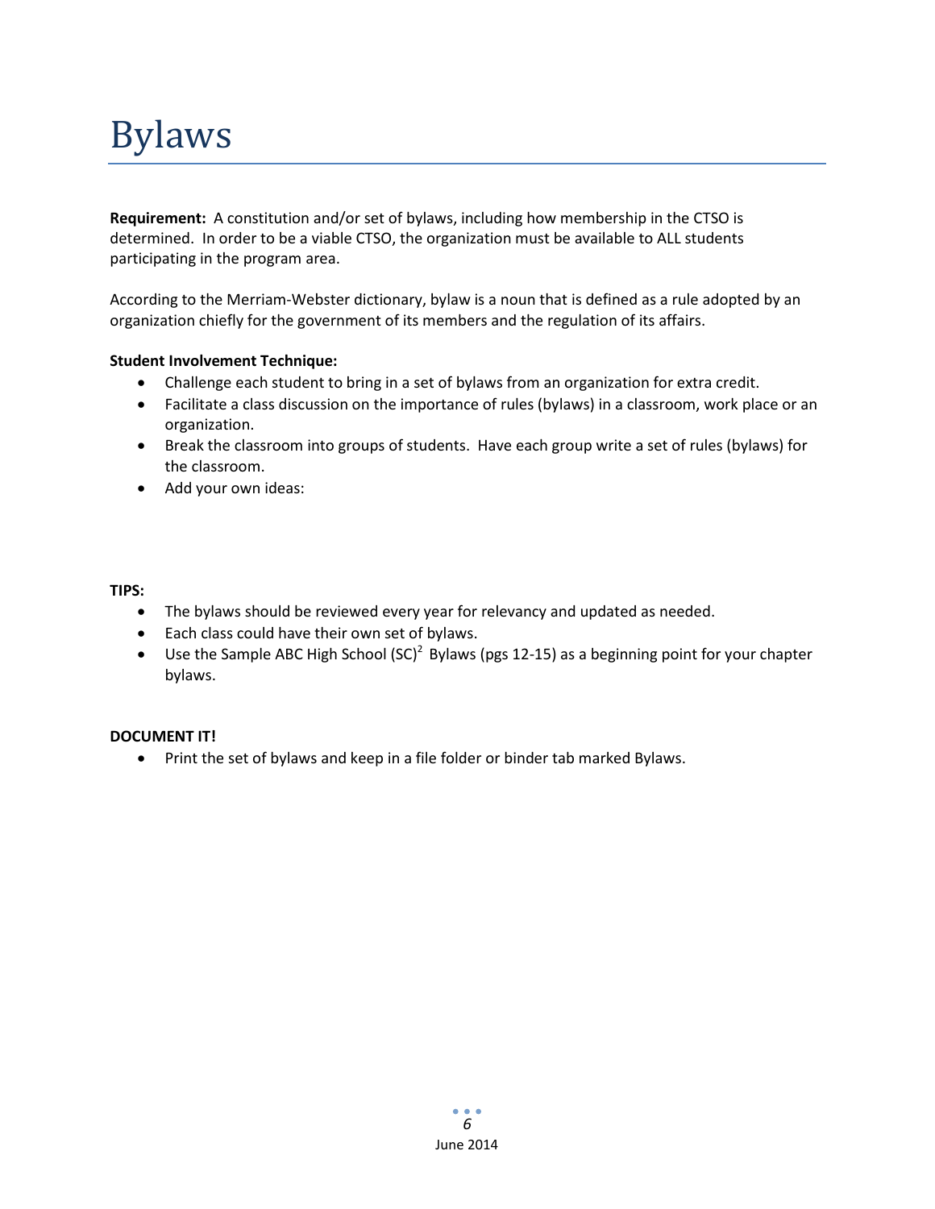# Bylaws

**Requirement:** A constitution and/or set of bylaws, including how membership in the CTSO is determined. In order to be a viable CTSO, the organization must be available to ALL students participating in the program area.

According to the Merriam-Webster dictionary, bylaw is a noun that is defined as a rule adopted by an organization chiefly for the government of its members and the regulation of its affairs.

**Student Involvement Technique:**

- Challenge each student to bring in a set of bylaws from an organization for extra credit.
- Facilitate a class discussion on the importance of rules (bylaws) in a classroom, work place or an organization.
- Break the classroom into groups of students. Have each group write a set of rules (bylaws) for the classroom.
- Add your own ideas:

**TIPS:**

- The bylaws should be reviewed every year for relevancy and updated as needed.
- Each class could have their own set of bylaws.
- Use the Sample ABC High School $(SC)^2$ Bylaws (pgs 12-15) as a beginning point for your chapter bylaws.

**DOCUMENT IT!**

- Print the set of bylaws and keep in a file folder or binder tab marked Bylaws.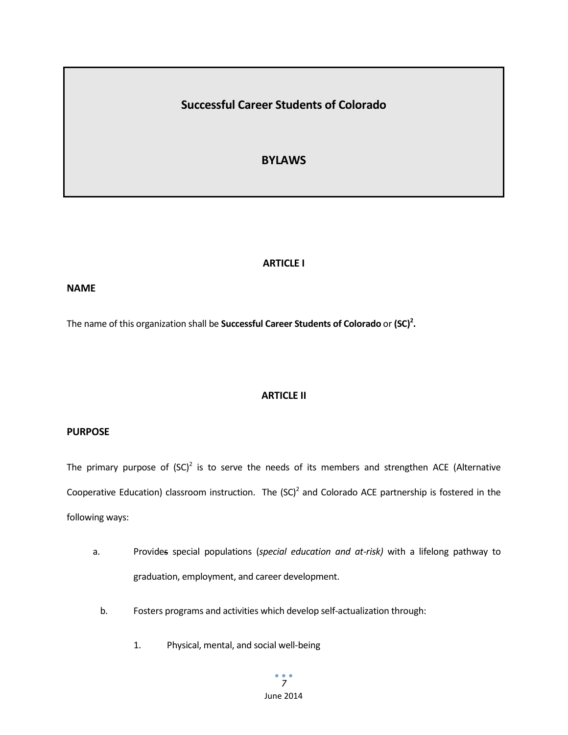# Successful Career Students of Colorado

# BYLAWS

## ARTICLE I

### NAME

The name of this organization shall be **Successful Career Students of Colorado** or **(SC)$^2$.**

## ARTICLE II

### PURPOSE

The primary purpose of (SC)$^2$ is to serve the needs of its members and strengthen ACE (Alternative Cooperative Education) classroom instruction. The (SC)$^2$ and Colorado ACE partnership is fostered in the following ways:

a. Provides special populations (*special education and at-risk)* with a lifelong pathway to graduation, employment, and career development.

b. Fosters programs and activities which develop self-actualization through:

   1. Physical, mental, and social well-being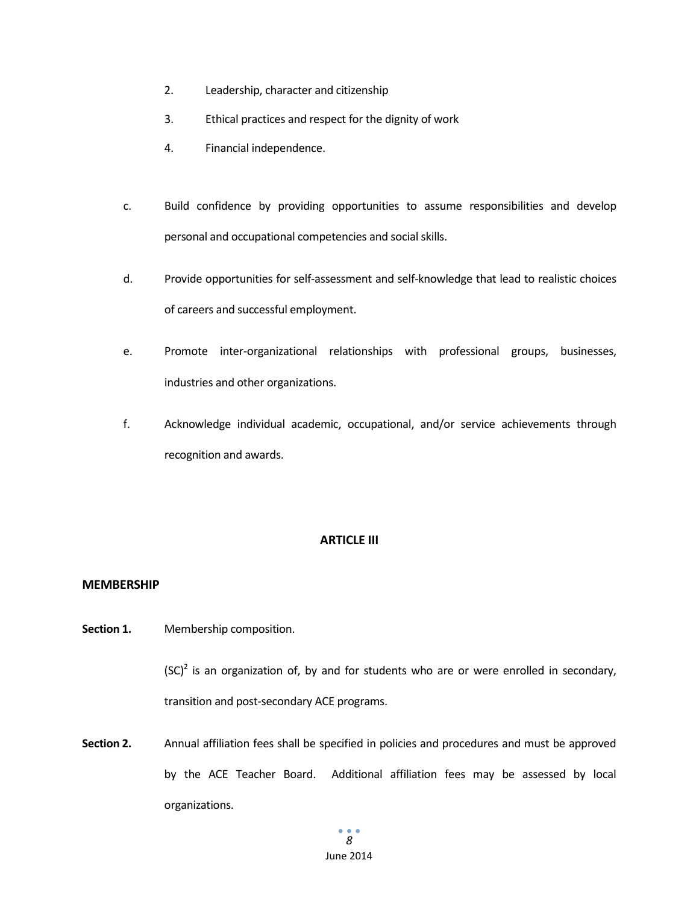2. Leadership, character and citizenship
3. Ethical practices and respect for the dignity of work
4. Financial independence.

c. Build confidence by providing opportunities to assume responsibilities and develop personal and occupational competencies and social skills.

d. Provide opportunities for self-assessment and self-knowledge that lead to realistic choices of careers and successful employment.

e. Promote inter-organizational relationships with professional groups, businesses, industries and other organizations.

f. Acknowledge individual academic, occupational, and/or service achievements through recognition and awards.

## ARTICLE III

### MEMBERSHIP

**Section 1.** Membership composition.

(SC)[2] is an organization of, by and for students who are or were enrolled in secondary, transition and post-secondary ACE programs.

**Section 2.** Annual affiliation fees shall be specified in policies and procedures and must be approved by the ACE Teacher Board. Additional affiliation fees may be assessed by local organizations.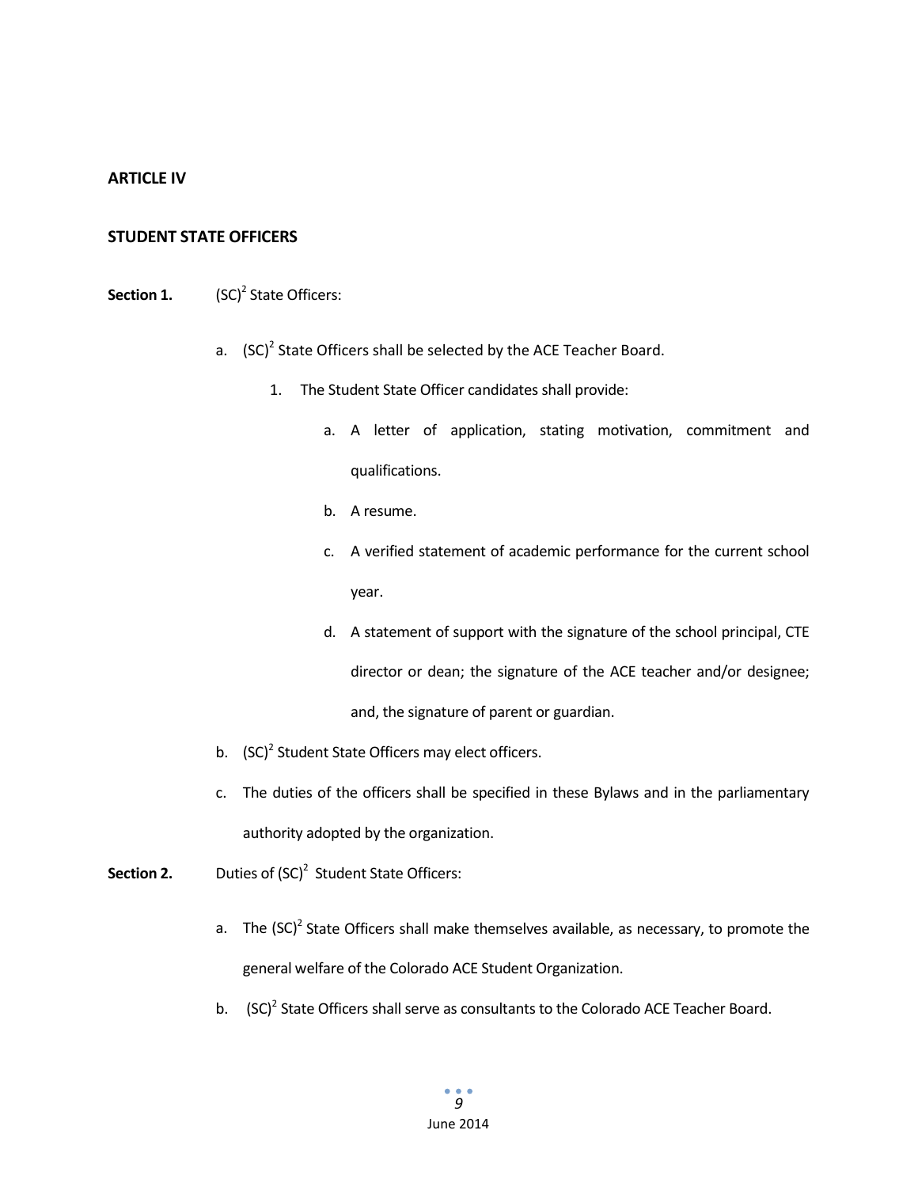## ARTICLE IV

## STUDENT STATE OFFICERS

**Section 1.** $(SC)^2$ State Officers:

a. $(SC)^2$ State Officers shall be selected by the ACE Teacher Board.

   1. The Student State Officer candidates shall provide:

      a. A letter of application, stating motivation, commitment and qualifications.

      b. A resume.

      c. A verified statement of academic performance for the current school year.

      d. A statement of support with the signature of the school principal, CTE director or dean; the signature of the ACE teacher and/or designee; and, the signature of parent or guardian.

b. $(SC)^2$ Student State Officers may elect officers.

c. The duties of the officers shall be specified in these Bylaws and in the parliamentary authority adopted by the organization.

**Section 2.** Duties of $(SC)^2$ Student State Officers:

a. The $(SC)^2$ State Officers shall make themselves available, as necessary, to promote the general welfare of the Colorado ACE Student Organization.

b. $(SC)^2$ State Officers shall serve as consultants to the Colorado ACE Teacher Board.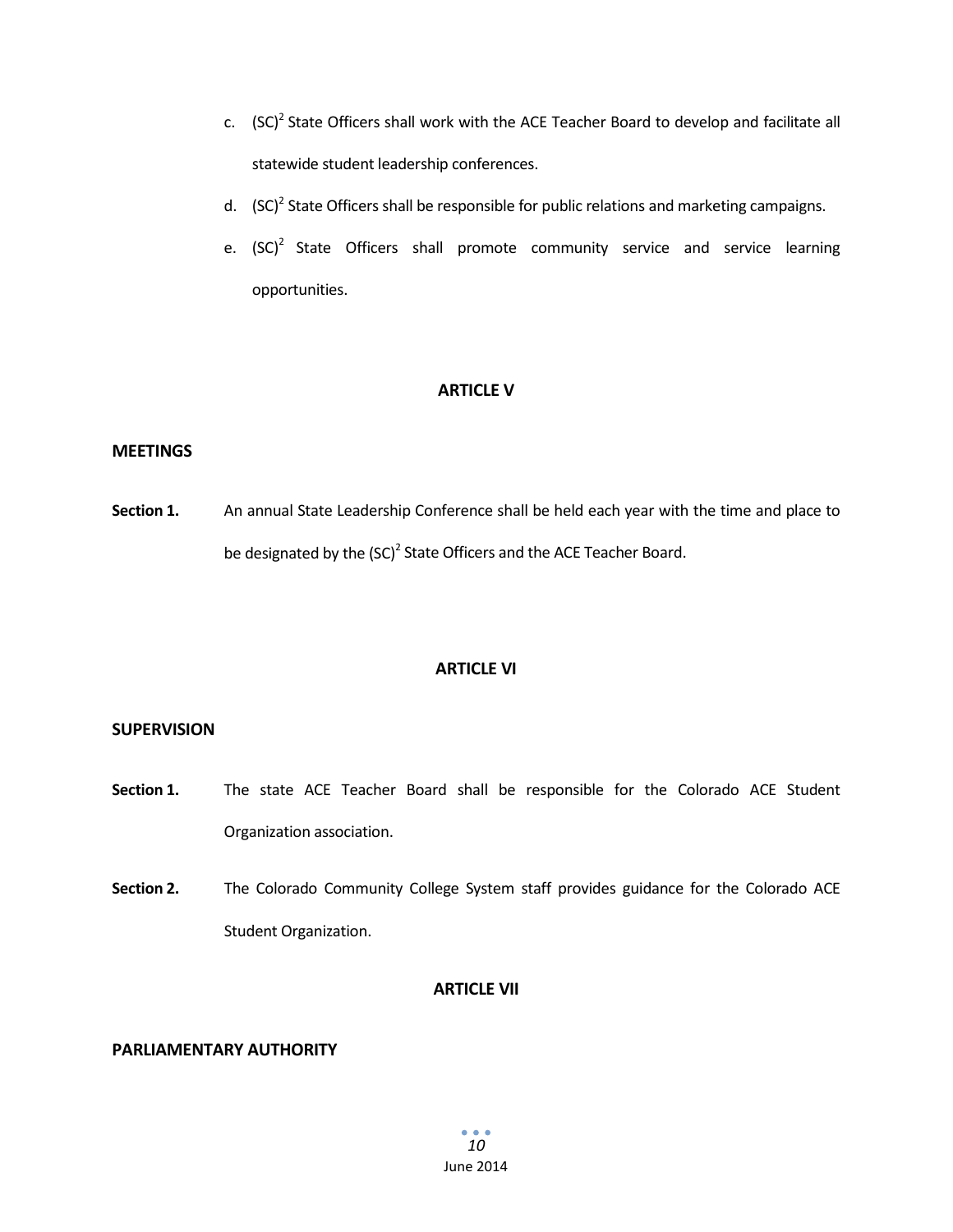c. $(SC)^2$ State Officers shall work with the ACE Teacher Board to develop and facilitate all statewide student leadership conferences.

d. $(SC)^2$ State Officers shall be responsible for public relations and marketing campaigns.

e. $(SC)^2$ State Officers shall promote community service and service learning opportunities.

## ARTICLE V

### MEETINGS

**Section 1.** An annual State Leadership Conference shall be held each year with the time and place to be designated by the $(SC)^2$ State Officers and the ACE Teacher Board.

## ARTICLE VI

### SUPERVISION

**Section 1.** The state ACE Teacher Board shall be responsible for the Colorado ACE Student Organization association.

**Section 2.** The Colorado Community College System staff provides guidance for the Colorado ACE Student Organization.

## ARTICLE VII

### PARLIAMENTARY AUTHORITY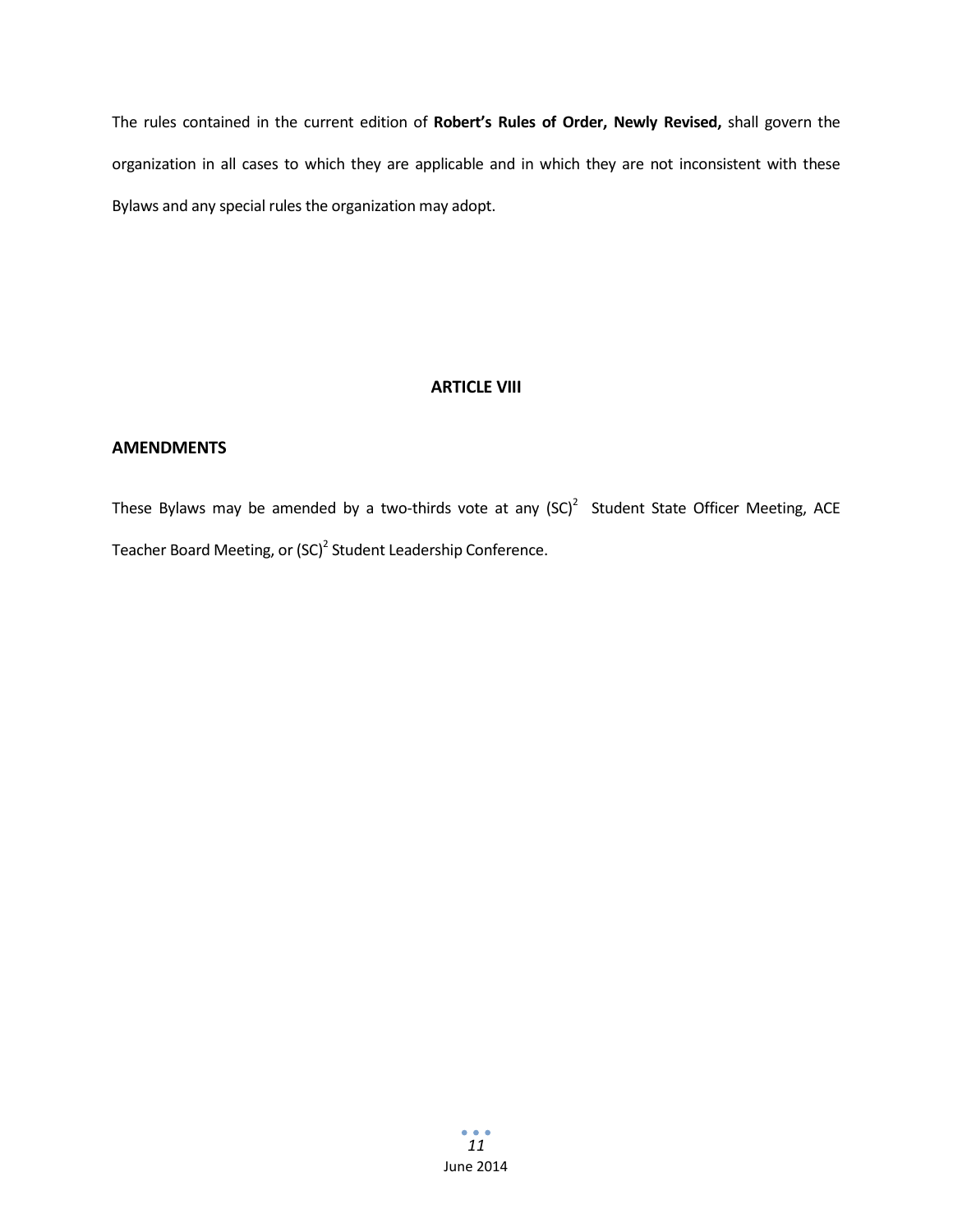The rules contained in the current edition of **Robert's Rules of Order, Newly Revised,** shall govern the organization in all cases to which they are applicable and in which they are not inconsistent with these Bylaws and any special rules the organization may adopt.

## ARTICLE VIII

### AMENDMENTS

These Bylaws may be amended by a two-thirds vote at any $(SC)^2$ Student State Officer Meeting, ACE Teacher Board Meeting, or $(SC)^2$ Student Leadership Conference.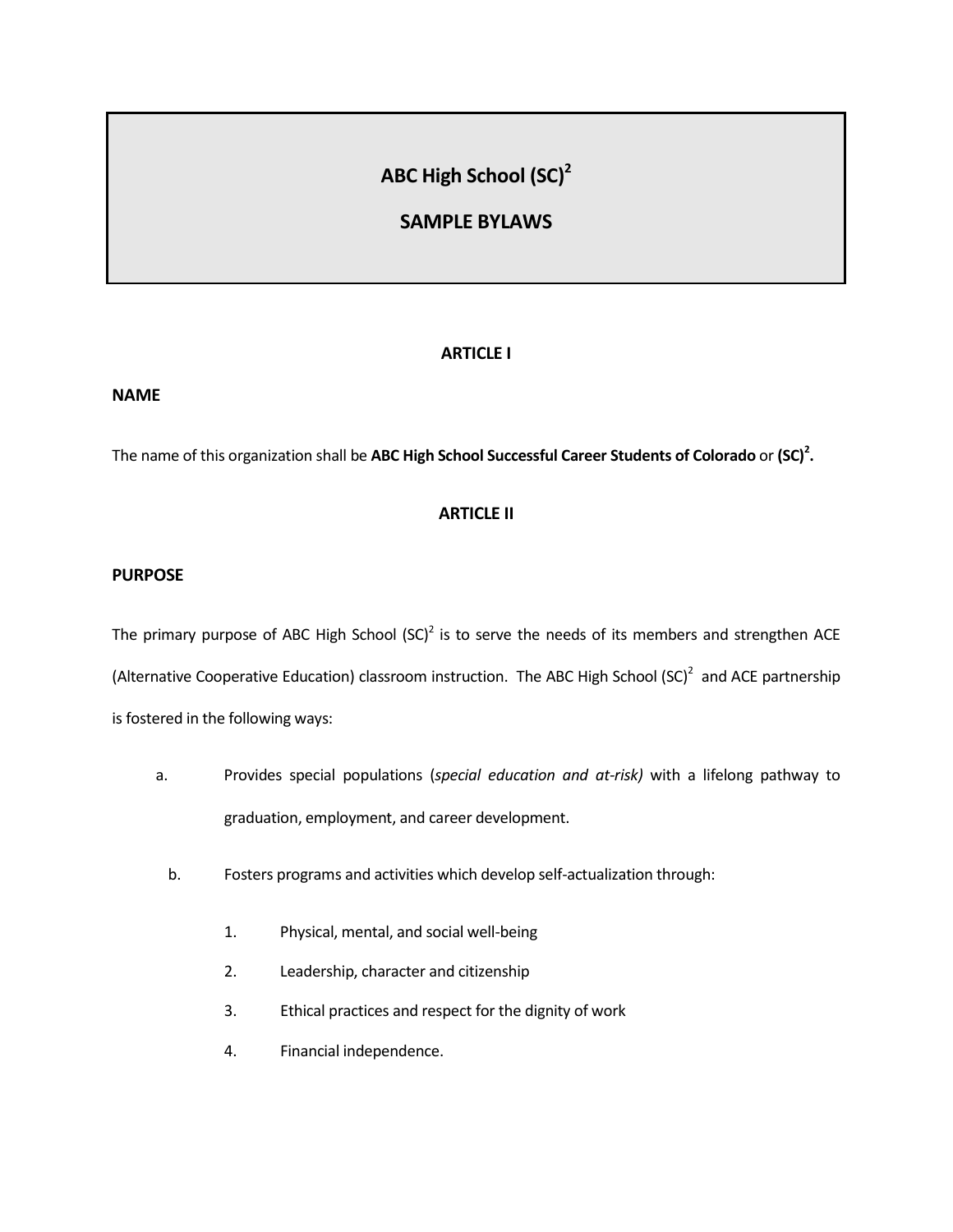# ABC High School $(SC)^2$

# SAMPLE BYLAWS

## ARTICLE I

### NAME

The name of this organization shall be **ABC High School Successful Career Students of Colorado** or **$(SC)^2$.**

## ARTICLE II

### PURPOSE

The primary purpose of ABC High School $(SC)^2$ is to serve the needs of its members and strengthen ACE (Alternative Cooperative Education) classroom instruction. The ABC High School $(SC)^2$ and ACE partnership is fostered in the following ways:

a. Provides special populations (*special education and at-risk)* with a lifelong pathway to graduation, employment, and career development.

b. Fosters programs and activities which develop self-actualization through:

1. Physical, mental, and social well-being
2. Leadership, character and citizenship
3. Ethical practices and respect for the dignity of work
4. Financial independence.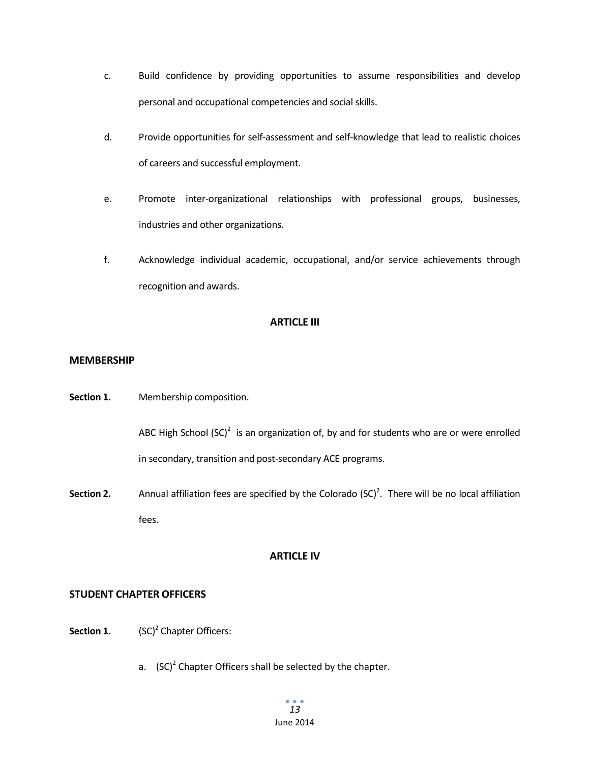c. Build confidence by providing opportunities to assume responsibilities and develop personal and occupational competencies and social skills.

d. Provide opportunities for self-assessment and self-knowledge that lead to realistic choices of careers and successful employment.

e. Promote inter-organizational relationships with professional groups, businesses, industries and other organizations.

f. Acknowledge individual academic, occupational, and/or service achievements through recognition and awards.

## ARTICLE III

### MEMBERSHIP

**Section 1.** Membership composition.

ABC High School $(SC)^2$ is an organization of, by and for students who are or were enrolled in secondary, transition and post-secondary ACE programs.

**Section 2.** Annual affiliation fees are specified by the Colorado $(SC)^2$. There will be no local affiliation fees.

## ARTICLE IV

### STUDENT CHAPTER OFFICERS

**Section 1.** $(SC)^2$ Chapter Officers:

a. $(SC)^2$ Chapter Officers shall be selected by the chapter.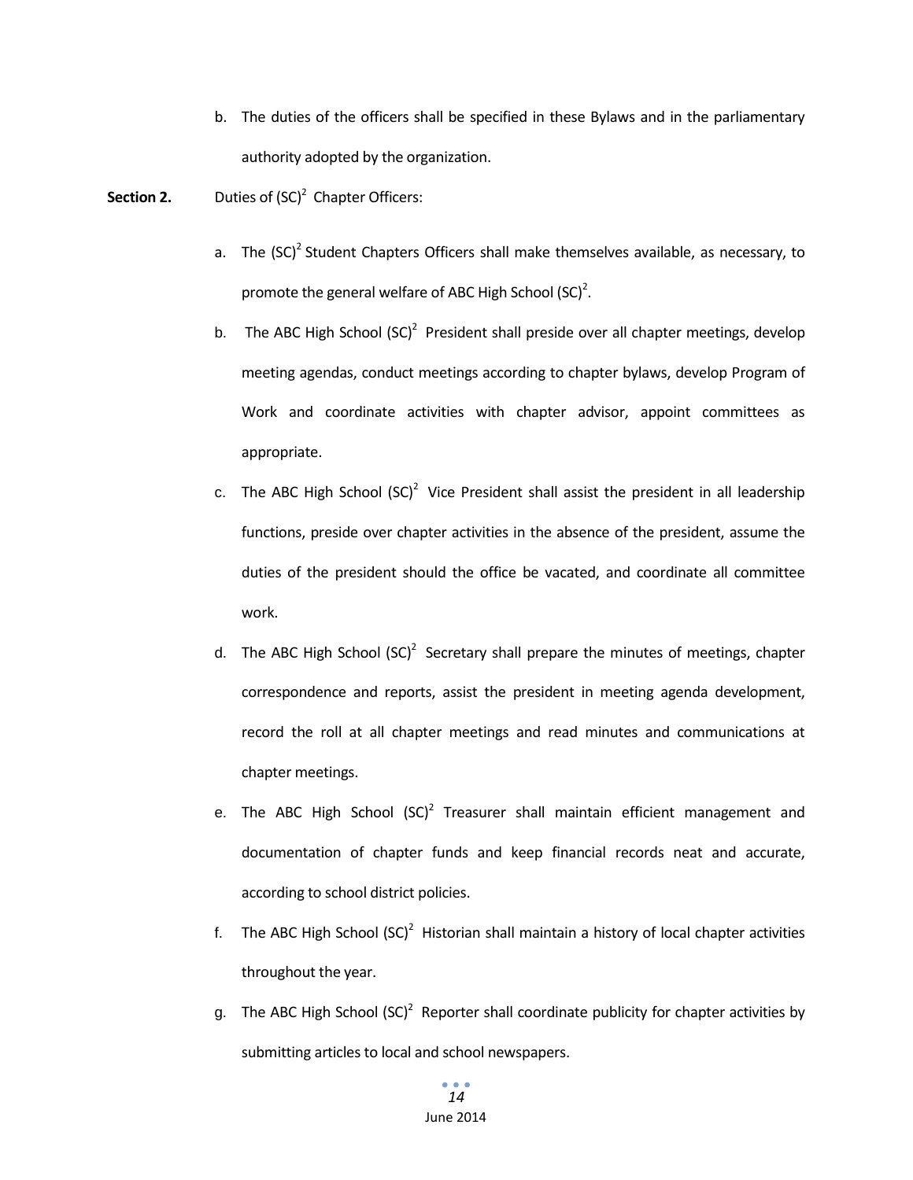b. The duties of the officers shall be specified in these Bylaws and in the parliamentary authority adopted by the organization.

**Section 2.** Duties of $(SC)^2$ Chapter Officers:

a. The $(SC)^2$ Student Chapters Officers shall make themselves available, as necessary, to promote the general welfare of ABC High School $(SC)^2$.

b. The ABC High School $(SC)^2$ President shall preside over all chapter meetings, develop meeting agendas, conduct meetings according to chapter bylaws, develop Program of Work and coordinate activities with chapter advisor, appoint committees as appropriate.

c. The ABC High School $(SC)^2$ Vice President shall assist the president in all leadership functions, preside over chapter activities in the absence of the president, assume the duties of the president should the office be vacated, and coordinate all committee work.

d. The ABC High School $(SC)^2$ Secretary shall prepare the minutes of meetings, chapter correspondence and reports, assist the president in meeting agenda development, record the roll at all chapter meetings and read minutes and communications at chapter meetings.

e. The ABC High School $(SC)^2$ Treasurer shall maintain efficient management and documentation of chapter funds and keep financial records neat and accurate, according to school district policies.

f. The ABC High School $(SC)^2$ Historian shall maintain a history of local chapter activities throughout the year.

g. The ABC High School $(SC)^2$ Reporter shall coordinate publicity for chapter activities by submitting articles to local and school newspapers.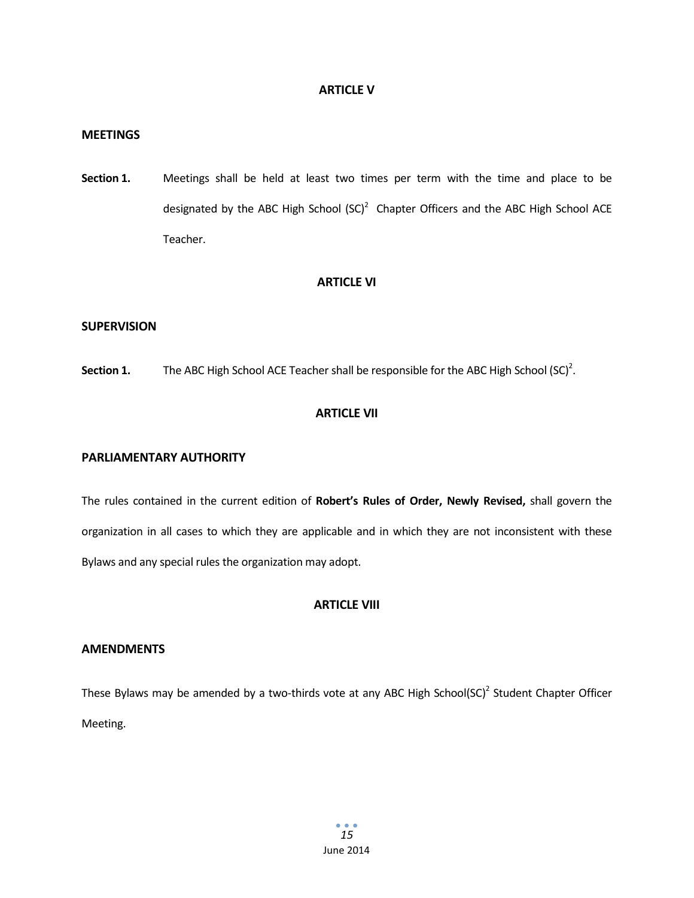## ARTICLE V

### MEETINGS

**Section 1.** Meetings shall be held at least two times per term with the time and place to be designated by the ABC High School (SC)$^2$ Chapter Officers and the ABC High School ACE Teacher.

## ARTICLE VI

### SUPERVISION

**Section 1.** The ABC High School ACE Teacher shall be responsible for the ABC High School (SC)$^2$.

## ARTICLE VII

### PARLIAMENTARY AUTHORITY

The rules contained in the current edition of **Robert's Rules of Order, Newly Revised,** shall govern the organization in all cases to which they are applicable and in which they are not inconsistent with these Bylaws and any special rules the organization may adopt.

## ARTICLE VIII

### AMENDMENTS

These Bylaws may be amended by a two-thirds vote at any ABC High School(SC)$^2$ Student Chapter Officer Meeting.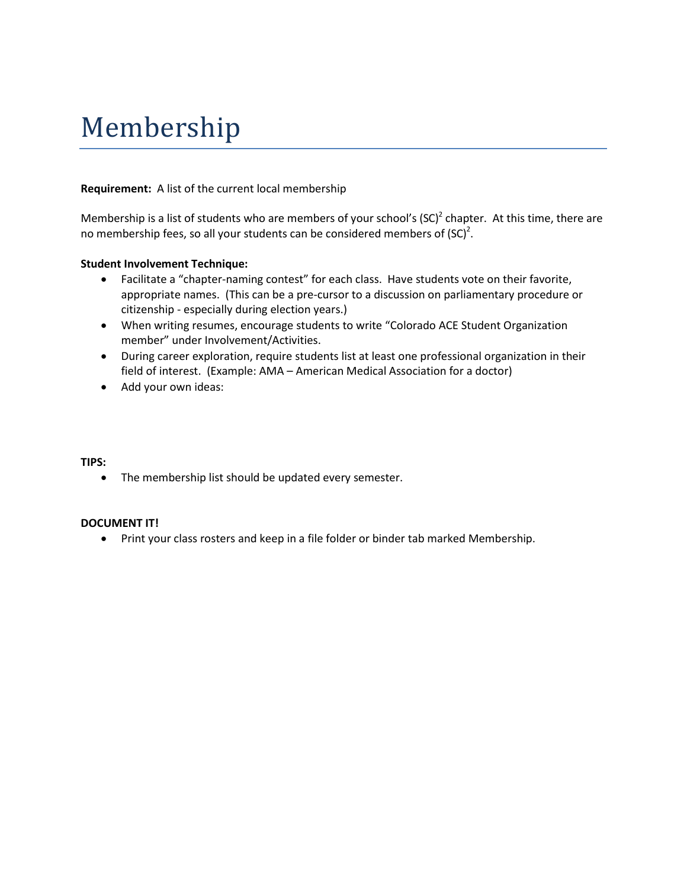# Membership

**Requirement:** A list of the current local membership

Membership is a list of students who are members of your school's $(SC)^2$ chapter. At this time, there are no membership fees, so all your students can be considered members of $(SC)^2$.

**Student Involvement Technique:**

- Facilitate a "chapter-naming contest" for each class. Have students vote on their favorite, appropriate names. (This can be a pre-cursor to a discussion on parliamentary procedure or citizenship - especially during election years.)
- When writing resumes, encourage students to write "Colorado ACE Student Organization member" under Involvement/Activities.
- During career exploration, require students list at least one professional organization in their field of interest. (Example: AMA – American Medical Association for a doctor)
- Add your own ideas:

**TIPS:**

- The membership list should be updated every semester.

**DOCUMENT IT!**

- Print your class rosters and keep in a file folder or binder tab marked Membership.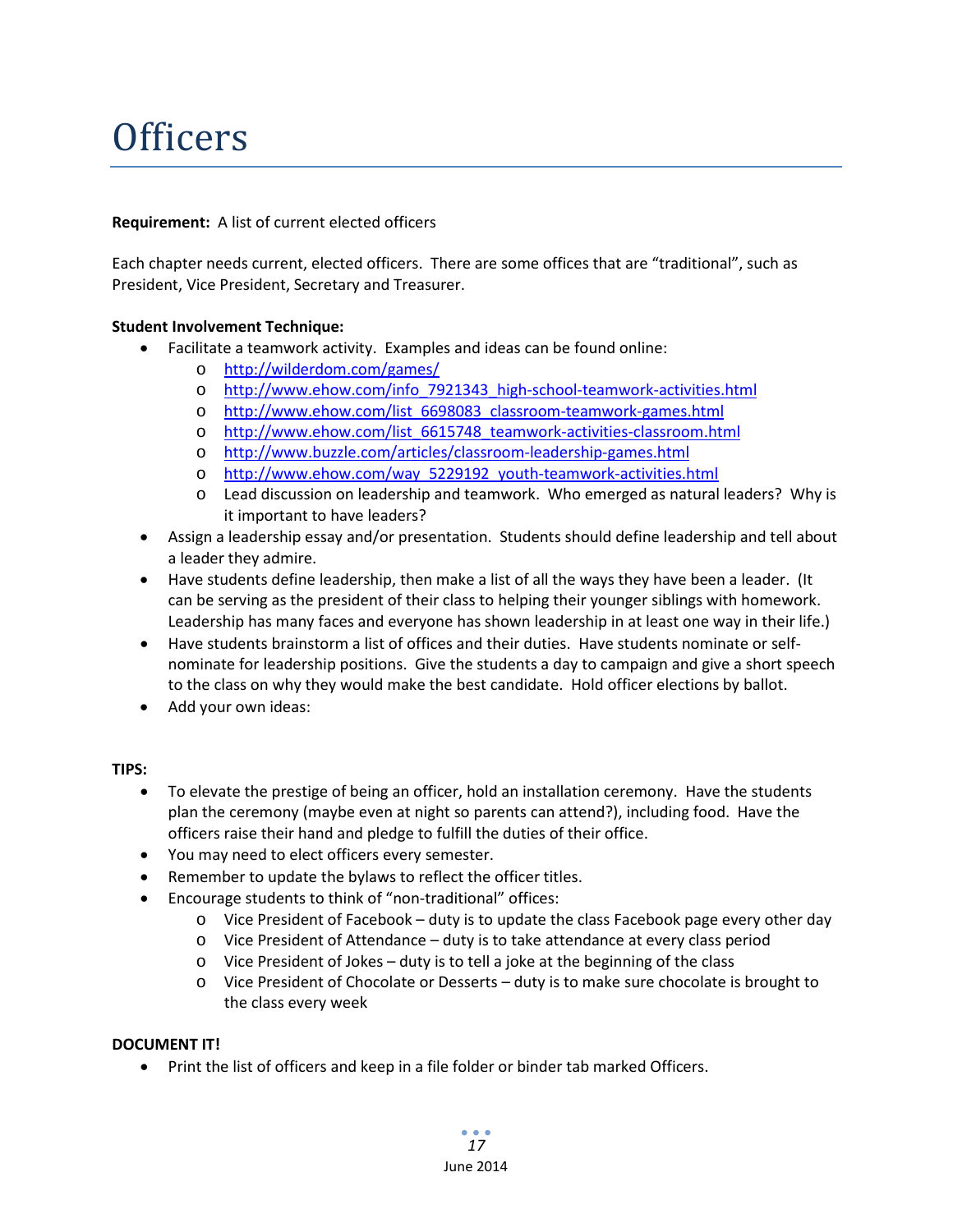# Officers

**Requirement:** A list of current elected officers

Each chapter needs current, elected officers. There are some offices that are "traditional", such as President, Vice President, Secretary and Treasurer.

**Student Involvement Technique:**

- Facilitate a teamwork activity. Examples and ideas can be found online:
    - http://wilderdom.com/games/
    - http://www.ehow.com/info_7921343_high-school-teamwork-activities.html
    - http://www.ehow.com/list_6698083_classroom-teamwork-games.html
    - http://www.ehow.com/list_6615748_teamwork-activities-classroom.html
    - http://www.buzzle.com/articles/classroom-leadership-games.html
    - http://www.ehow.com/way_5229192_youth-teamwork-activities.html
    - Lead discussion on leadership and teamwork. Who emerged as natural leaders? Why is it important to have leaders?
- Assign a leadership essay and/or presentation. Students should define leadership and tell about a leader they admire.
- Have students define leadership, then make a list of all the ways they have been a leader. (It can be serving as the president of their class to helping their younger siblings with homework. Leadership has many faces and everyone has shown leadership in at least one way in their life.)
- Have students brainstorm a list of offices and their duties. Have students nominate or self-nominate for leadership positions. Give the students a day to campaign and give a short speech to the class on why they would make the best candidate. Hold officer elections by ballot.
- Add your own ideas:

**TIPS:**

- To elevate the prestige of being an officer, hold an installation ceremony. Have the students plan the ceremony (maybe even at night so parents can attend?), including food. Have the officers raise their hand and pledge to fulfill the duties of their office.
- You may need to elect officers every semester.
- Remember to update the bylaws to reflect the officer titles.
- Encourage students to think of "non-traditional" offices:
    - Vice President of Facebook – duty is to update the class Facebook page every other day
    - Vice President of Attendance – duty is to take attendance at every class period
    - Vice President of Jokes – duty is to tell a joke at the beginning of the class
    - Vice President of Chocolate or Desserts – duty is to make sure chocolate is brought to the class every week

**DOCUMENT IT!**

- Print the list of officers and keep in a file folder or binder tab marked Officers.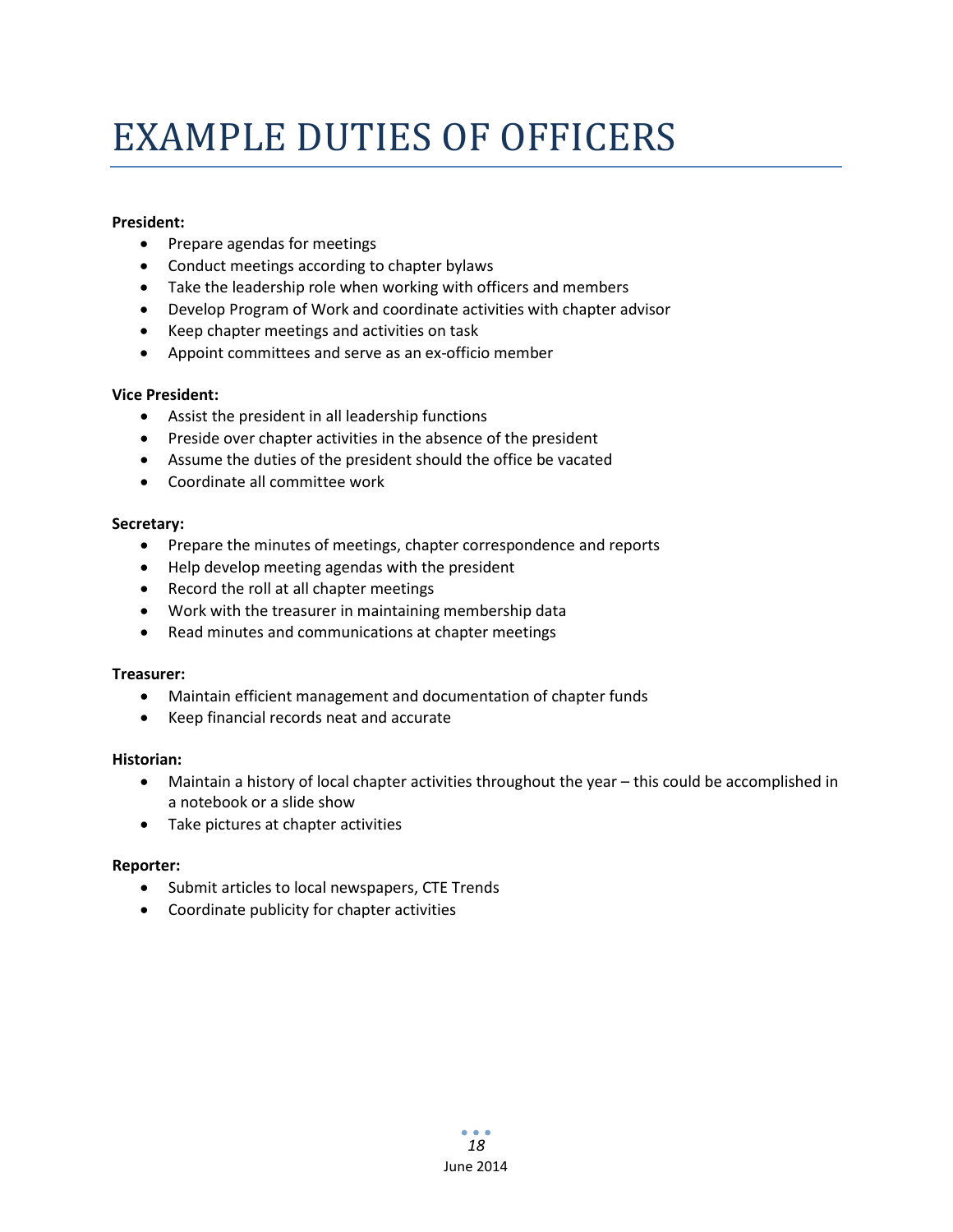# EXAMPLE DUTIES OF OFFICERS

**President:**

- Prepare agendas for meetings
- Conduct meetings according to chapter bylaws
- Take the leadership role when working with officers and members
- Develop Program of Work and coordinate activities with chapter advisor
- Keep chapter meetings and activities on task
- Appoint committees and serve as an ex-officio member

**Vice President:**

- Assist the president in all leadership functions
- Preside over chapter activities in the absence of the president
- Assume the duties of the president should the office be vacated
- Coordinate all committee work

**Secretary:**

- Prepare the minutes of meetings, chapter correspondence and reports
- Help develop meeting agendas with the president
- Record the roll at all chapter meetings
- Work with the treasurer in maintaining membership data
- Read minutes and communications at chapter meetings

**Treasurer:**

- Maintain efficient management and documentation of chapter funds
- Keep financial records neat and accurate

**Historian:**

- Maintain a history of local chapter activities throughout the year – this could be accomplished in a notebook or a slide show
- Take pictures at chapter activities

**Reporter:**

- Submit articles to local newspapers, CTE Trends
- Coordinate publicity for chapter activities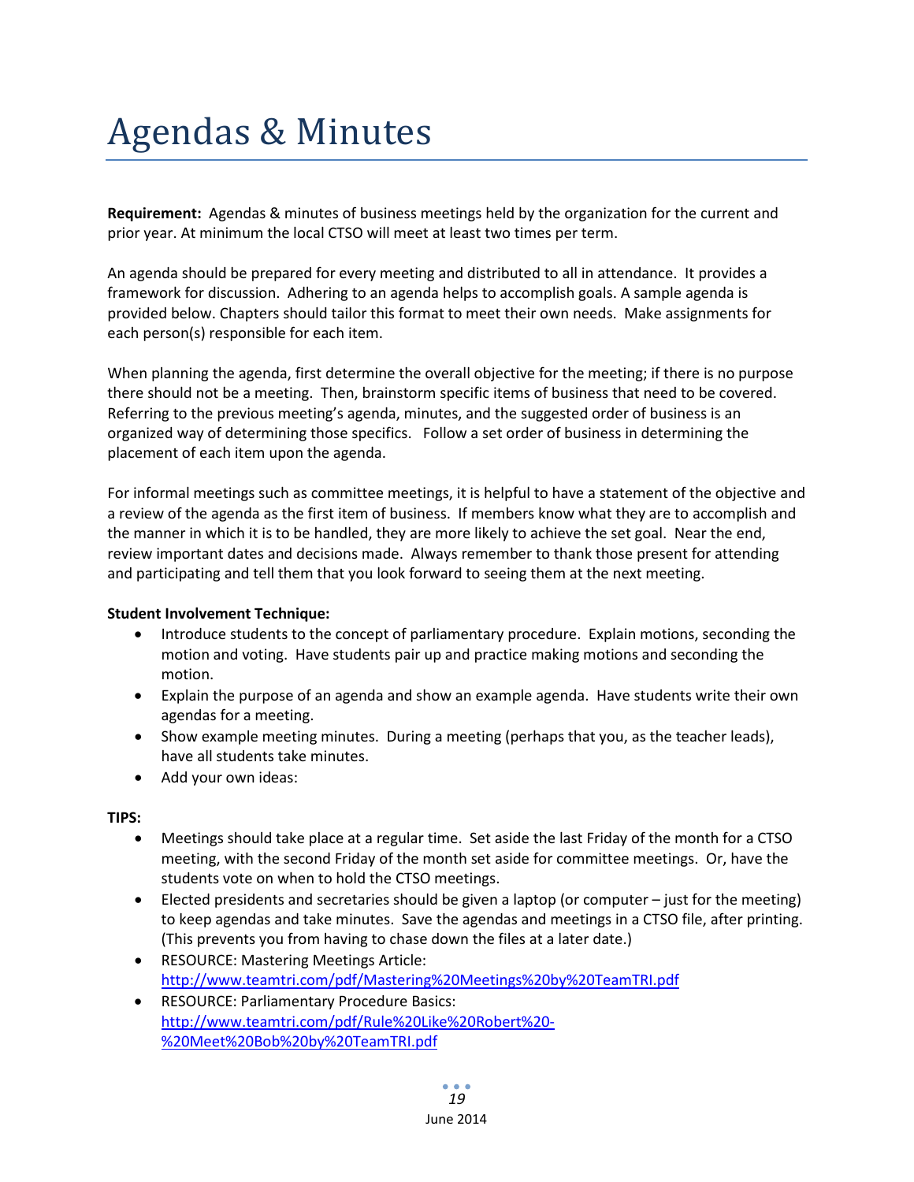# Agendas & Minutes

**Requirement:** Agendas & minutes of business meetings held by the organization for the current and prior year. At minimum the local CTSO will meet at least two times per term.

An agenda should be prepared for every meeting and distributed to all in attendance. It provides a framework for discussion. Adhering to an agenda helps to accomplish goals. A sample agenda is provided below. Chapters should tailor this format to meet their own needs. Make assignments for each person(s) responsible for each item.

When planning the agenda, first determine the overall objective for the meeting; if there is no purpose there should not be a meeting. Then, brainstorm specific items of business that need to be covered. Referring to the previous meeting's agenda, minutes, and the suggested order of business is an organized way of determining those specifics. Follow a set order of business in determining the placement of each item upon the agenda.

For informal meetings such as committee meetings, it is helpful to have a statement of the objective and a review of the agenda as the first item of business. If members know what they are to accomplish and the manner in which it is to be handled, they are more likely to achieve the set goal. Near the end, review important dates and decisions made. Always remember to thank those present for attending and participating and tell them that you look forward to seeing them at the next meeting.

**Student Involvement Technique:**

- Introduce students to the concept of parliamentary procedure. Explain motions, seconding the motion and voting. Have students pair up and practice making motions and seconding the motion.
- Explain the purpose of an agenda and show an example agenda. Have students write their own agendas for a meeting.
- Show example meeting minutes. During a meeting (perhaps that you, as the teacher leads), have all students take minutes.
- Add your own ideas:

**TIPS:**

- Meetings should take place at a regular time. Set aside the last Friday of the month for a CTSO meeting, with the second Friday of the month set aside for committee meetings. Or, have the students vote on when to hold the CTSO meetings.
- Elected presidents and secretaries should be given a laptop (or computer – just for the meeting) to keep agendas and take minutes. Save the agendas and meetings in a CTSO file, after printing. (This prevents you from having to chase down the files at a later date.)
- RESOURCE: Mastering Meetings Article: http://www.teamtri.com/pdf/Mastering%20Meetings%20by%20TeamTRI.pdf
- RESOURCE: Parliamentary Procedure Basics: http://www.teamtri.com/pdf/Rule%20Like%20Robert%20-%20Meet%20Bob%20by%20TeamTRI.pdf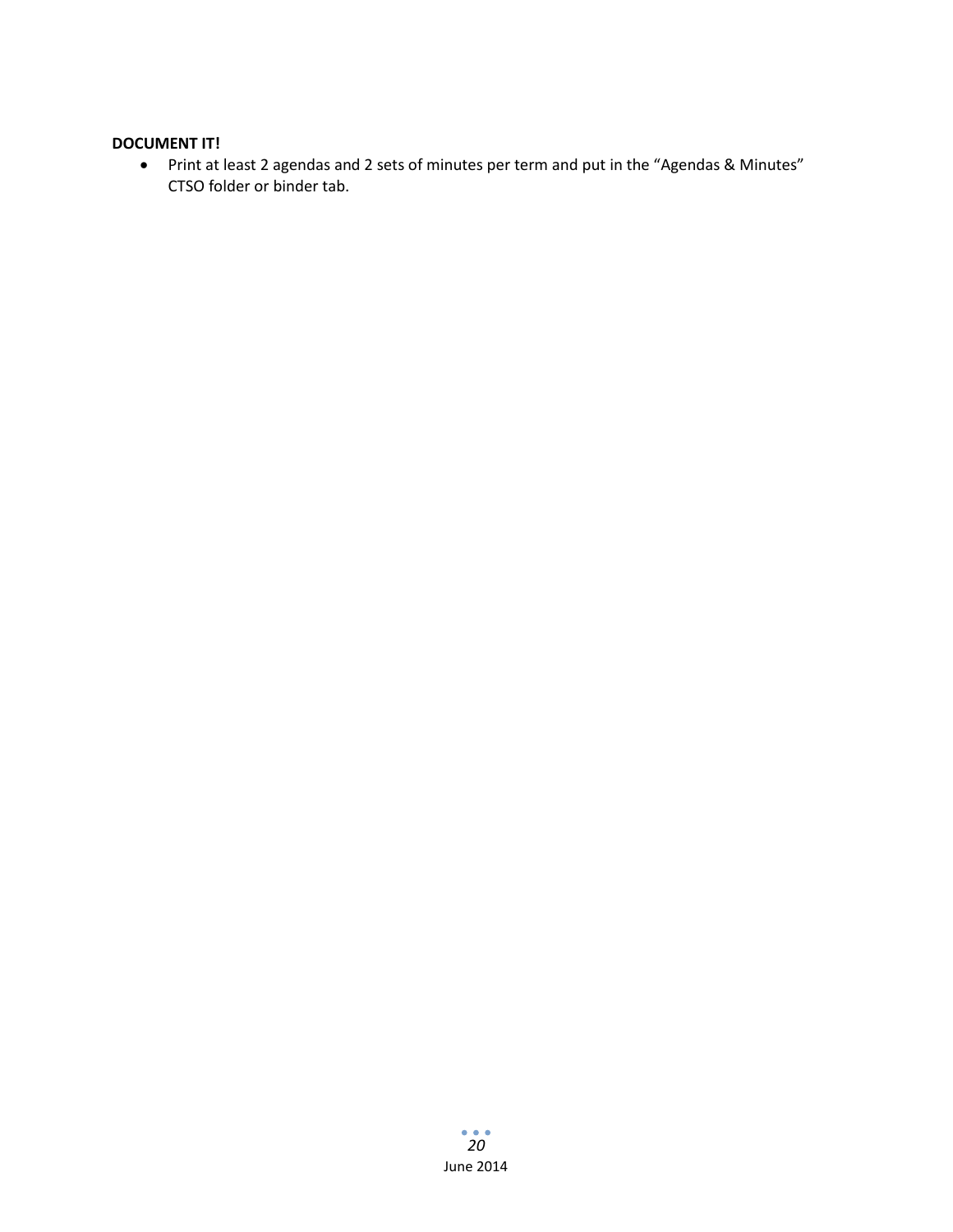**DOCUMENT IT!**

- Print at least 2 agendas and 2 sets of minutes per term and put in the “Agendas & Minutes” CTSO folder or binder tab.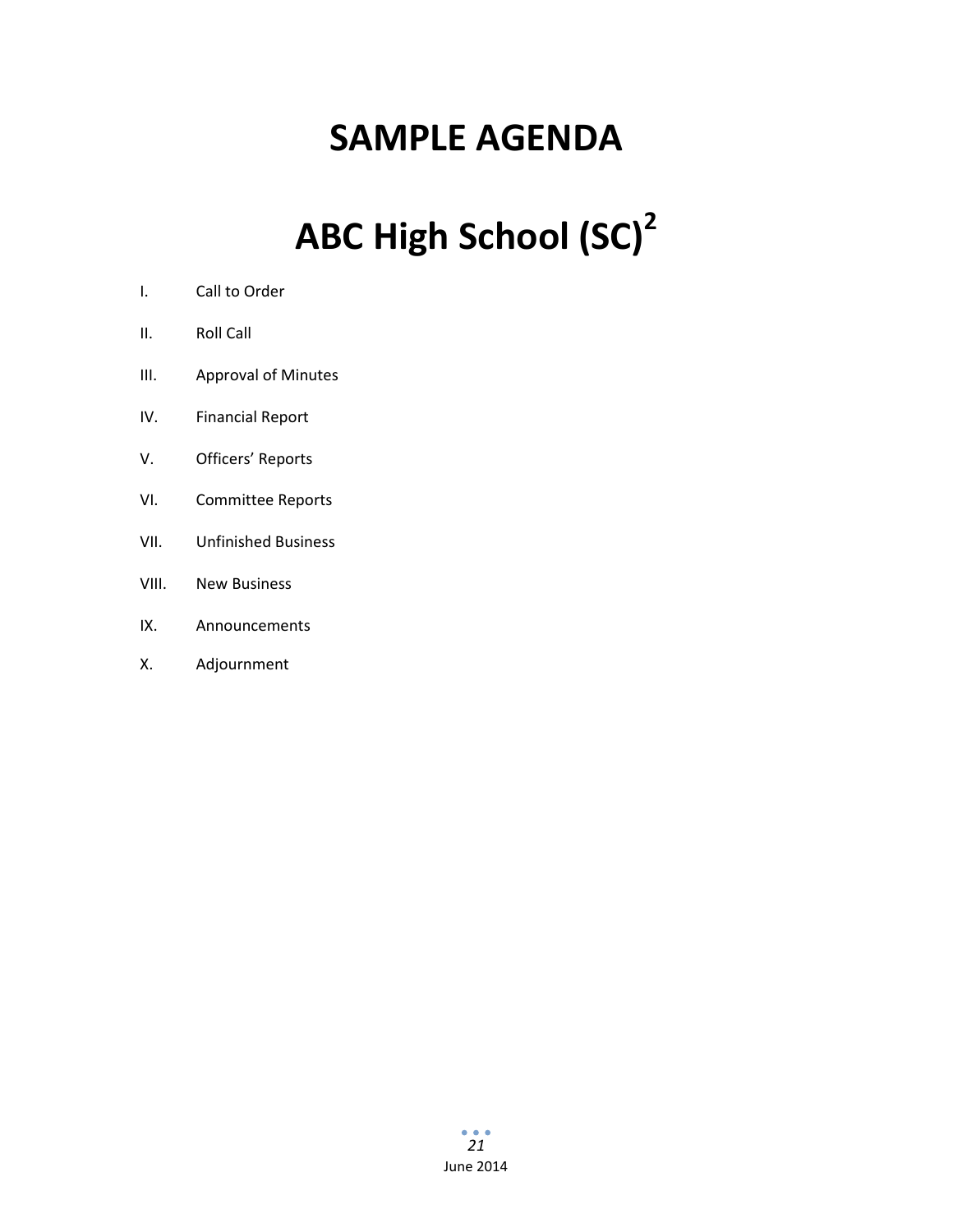# SAMPLE AGENDA

# ABC High School (SC)[2]

I. Call to Order

II. Roll Call

III. Approval of Minutes

IV. Financial Report

V. Officers' Reports

VI. Committee Reports

VII. Unfinished Business

VIII. New Business

IX. Announcements

X. Adjournment

June 2014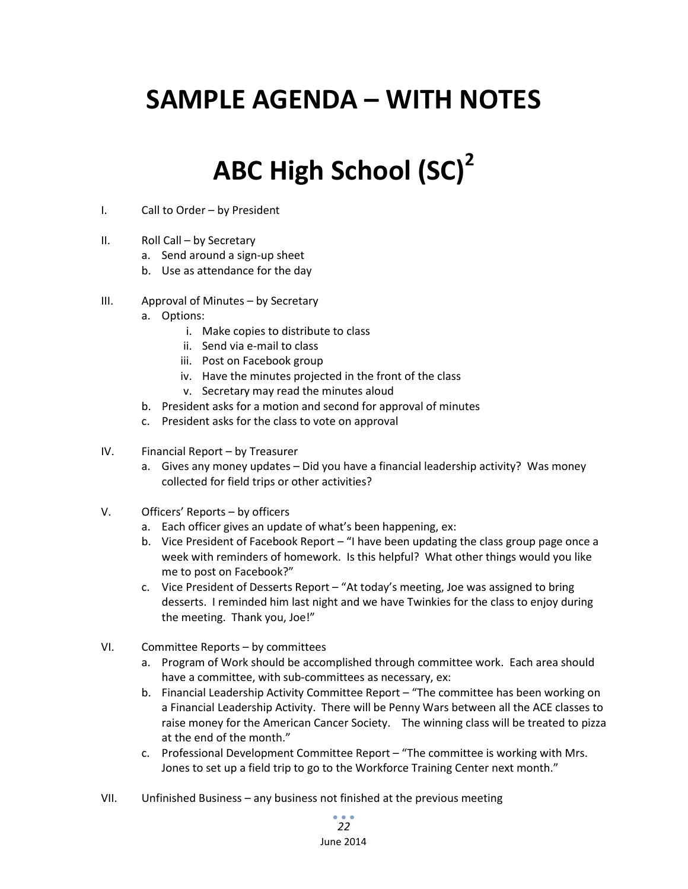# SAMPLE AGENDA – WITH NOTES

# ABC High School (SC)$^2$

I. Call to Order – by President

II. Roll Call – by Secretary
   a. Send around a sign-up sheet
   b. Use as attendance for the day

III. Approval of Minutes – by Secretary
   a. Options:
      i. Make copies to distribute to class
      ii. Send via e-mail to class
      iii. Post on Facebook group
      iv. Have the minutes projected in the front of the class
      v. Secretary may read the minutes aloud
   b. President asks for a motion and second for approval of minutes
   c. President asks for the class to vote on approval

IV. Financial Report – by Treasurer
   a. Gives any money updates – Did you have a financial leadership activity? Was money collected for field trips or other activities?

V. Officers' Reports – by officers
   a. Each officer gives an update of what's been happening, ex:
   b. Vice President of Facebook Report – "I have been updating the class group page once a week with reminders of homework. Is this helpful? What other things would you like me to post on Facebook?"
   c. Vice President of Desserts Report – "At today's meeting, Joe was assigned to bring desserts. I reminded him last night and we have Twinkies for the class to enjoy during the meeting. Thank you, Joe!"

VI. Committee Reports – by committees
   a. Program of Work should be accomplished through committee work. Each area should have a committee, with sub-committees as necessary, ex:
   b. Financial Leadership Activity Committee Report – "The committee has been working on a Financial Leadership Activity. There will be Penny Wars between all the ACE classes to raise money for the American Cancer Society. The winning class will be treated to pizza at the end of the month."
   c. Professional Development Committee Report – "The committee is working with Mrs. Jones to set up a field trip to go to the Workforce Training Center next month."

VII. Unfinished Business – any business not finished at the previous meeting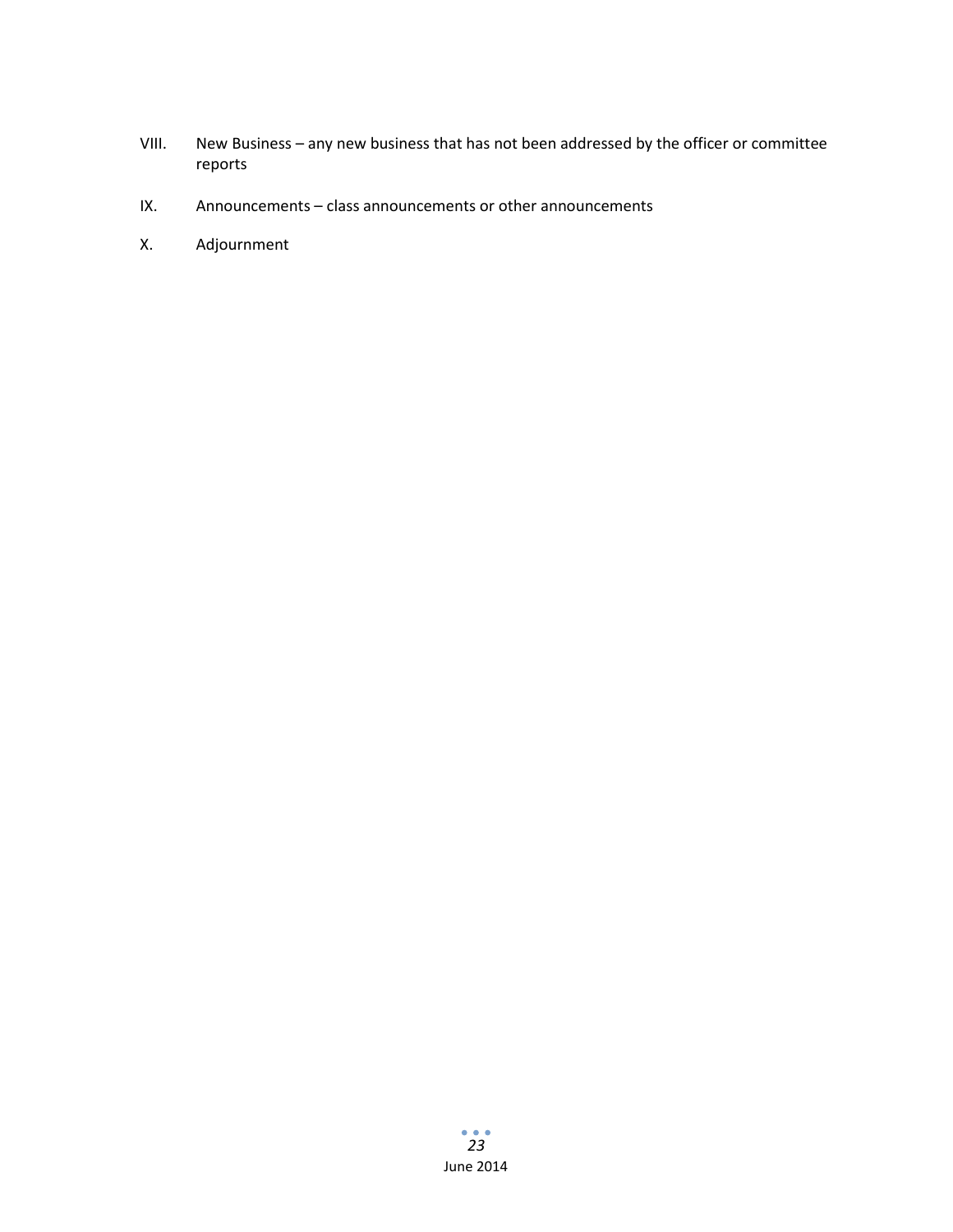VIII. New Business – any new business that has not been addressed by the officer or committee reports

IX. Announcements – class announcements or other announcements

X. Adjournment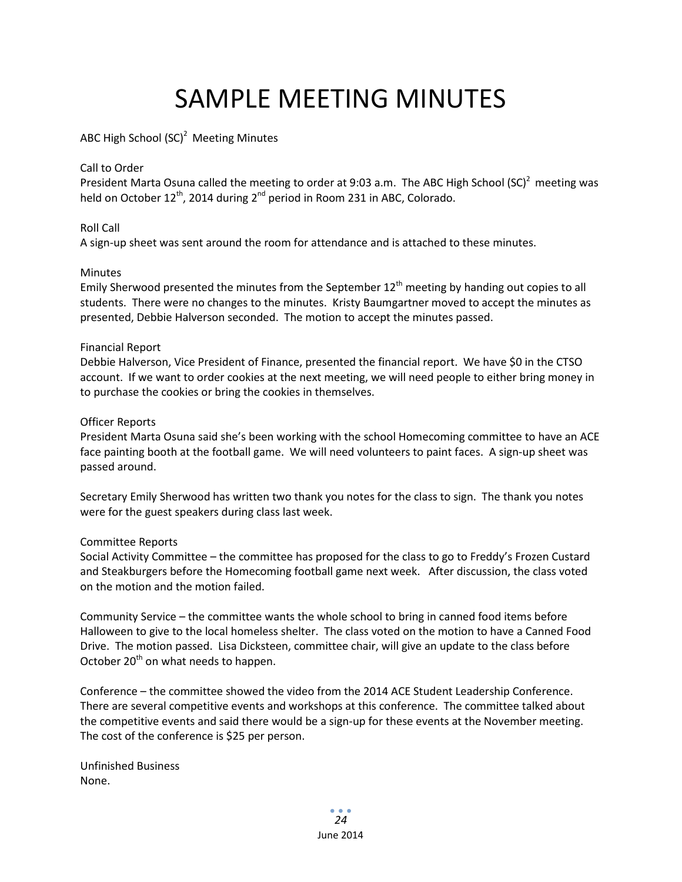# SAMPLE MEETING MINUTES

ABC High School $(SC)^2$ Meeting Minutes

Call to Order
President Marta Osuna called the meeting to order at 9:03 a.m. The ABC High School $(SC)^2$ meeting was held on October 12th, 2014 during 2nd period in Room 231 in ABC, Colorado.

Roll Call
A sign-up sheet was sent around the room for attendance and is attached to these minutes.

Minutes
Emily Sherwood presented the minutes from the September 12th meeting by handing out copies to all students. There were no changes to the minutes. Kristy Baumgartner moved to accept the minutes as presented, Debbie Halverson seconded. The motion to accept the minutes passed.

Financial Report
Debbie Halverson, Vice President of Finance, presented the financial report. We have $0 in the CTSO account. If we want to order cookies at the next meeting, we will need people to either bring money in to purchase the cookies or bring the cookies in themselves.

Officer Reports
President Marta Osuna said she's been working with the school Homecoming committee to have an ACE face painting booth at the football game. We will need volunteers to paint faces. A sign-up sheet was passed around.

Secretary Emily Sherwood has written two thank you notes for the class to sign. The thank you notes were for the guest speakers during class last week.

Committee Reports
Social Activity Committee – the committee has proposed for the class to go to Freddy's Frozen Custard and Steakburgers before the Homecoming football game next week. After discussion, the class voted on the motion and the motion failed.

Community Service – the committee wants the whole school to bring in canned food items before Halloween to give to the local homeless shelter. The class voted on the motion to have a Canned Food Drive. The motion passed. Lisa Dicksteen, committee chair, will give an update to the class before October 20th on what needs to happen.

Conference – the committee showed the video from the 2014 ACE Student Leadership Conference. There are several competitive events and workshops at this conference. The committee talked about the competitive events and said there would be a sign-up for these events at the November meeting. The cost of the conference is $25 per person.

Unfinished Business
None.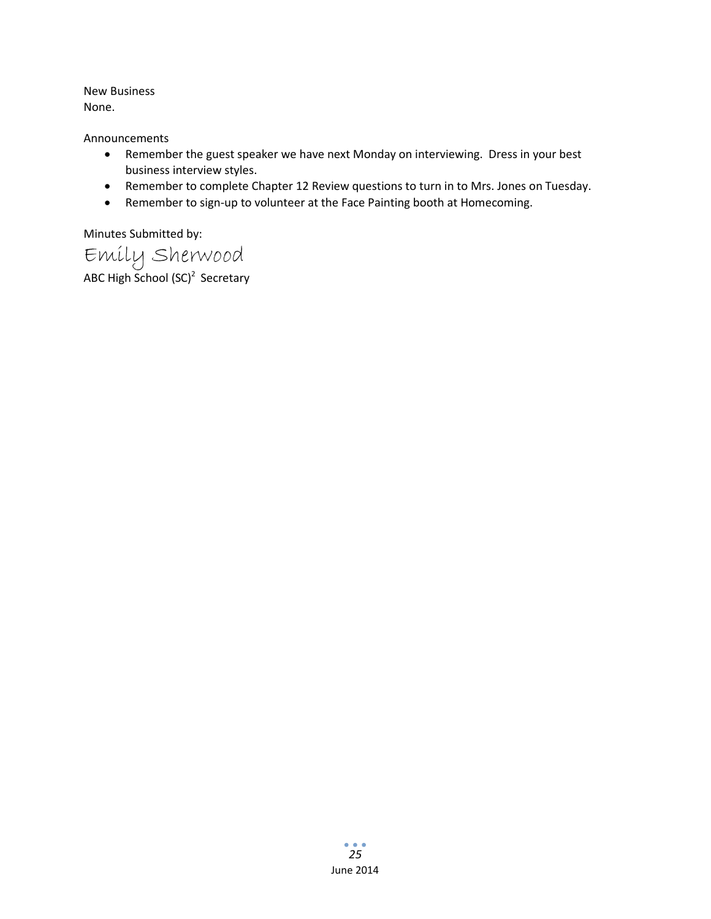New Business
None.

Announcements

- Remember the guest speaker we have next Monday on interviewing.  Dress in your best business interview styles.
- Remember to complete Chapter 12 Review questions to turn in to Mrs. Jones on Tuesday.
- Remember to sign-up to volunteer at the Face Painting booth at Homecoming.

Minutes Submitted by:

Emily Sherwood

ABC High School $(SC)^2$ Secretary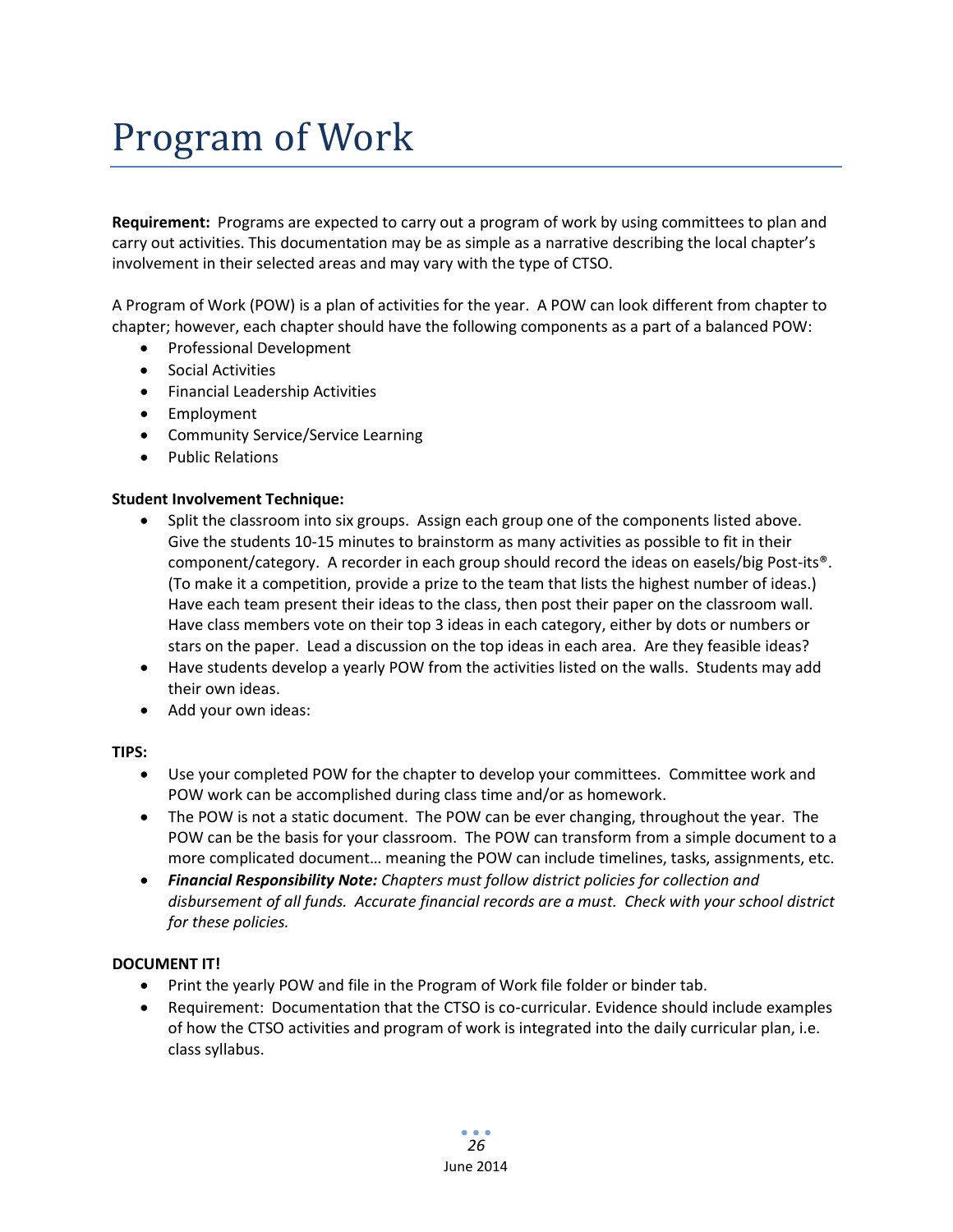# Program of Work

**Requirement:** Programs are expected to carry out a program of work by using committees to plan and carry out activities. This documentation may be as simple as a narrative describing the local chapter's involvement in their selected areas and may vary with the type of CTSO.

A Program of Work (POW) is a plan of activities for the year. A POW can look different from chapter to chapter; however, each chapter should have the following components as a part of a balanced POW:

- Professional Development
- Social Activities
- Financial Leadership Activities
- Employment
- Community Service/Service Learning
- Public Relations

**Student Involvement Technique:**

- Split the classroom into six groups. Assign each group one of the components listed above. Give the students 10-15 minutes to brainstorm as many activities as possible to fit in their component/category. A recorder in each group should record the ideas on easels/big Post-its®. (To make it a competition, provide a prize to the team that lists the highest number of ideas.) Have each team present their ideas to the class, then post their paper on the classroom wall. Have class members vote on their top 3 ideas in each category, either by dots or numbers or stars on the paper. Lead a discussion on the top ideas in each area. Are they feasible ideas?
- Have students develop a yearly POW from the activities listed on the walls. Students may add their own ideas.
- Add your own ideas:

**TIPS:**

- Use your completed POW for the chapter to develop your committees. Committee work and POW work can be accomplished during class time and/or as homework.
- The POW is not a static document. The POW can be ever changing, throughout the year. The POW can be the basis for your classroom. The POW can transform from a simple document to a more complicated document… meaning the POW can include timelines, tasks, assignments, etc.
- ***Financial Responsibility Note:*** *Chapters must follow district policies for collection and disbursement of all funds. Accurate financial records are a must. Check with your school district for these policies.*

**DOCUMENT IT!**

- Print the yearly POW and file in the Program of Work file folder or binder tab.
- Requirement: Documentation that the CTSO is co-curricular. Evidence should include examples of how the CTSO activities and program of work is integrated into the daily curricular plan, i.e. class syllabus.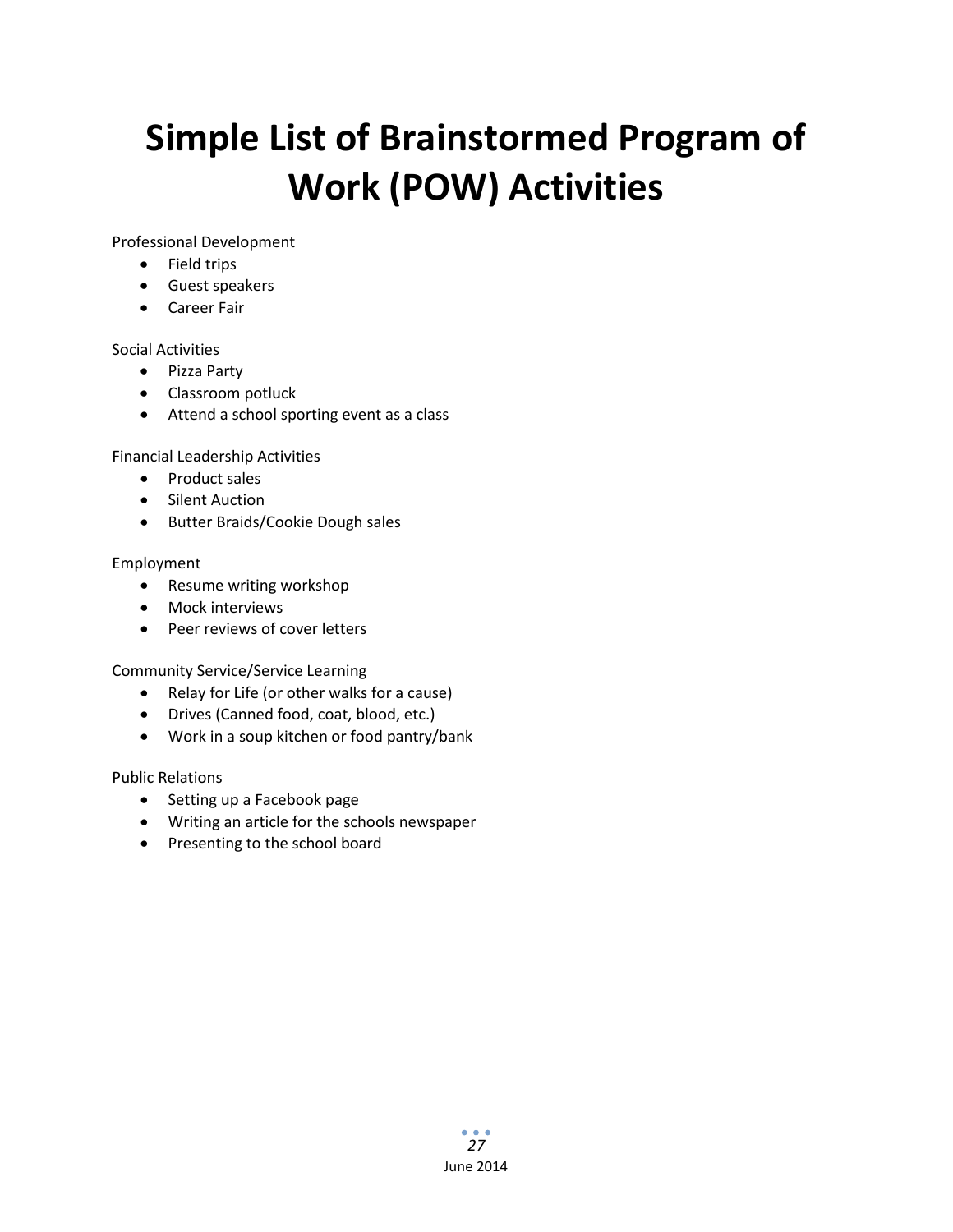# Simple List of Brainstormed Program of Work (POW) Activities

Professional Development

- Field trips
- Guest speakers
- Career Fair

Social Activities

- Pizza Party
- Classroom potluck
- Attend a school sporting event as a class

Financial Leadership Activities

- Product sales
- Silent Auction
- Butter Braids/Cookie Dough sales

Employment

- Resume writing workshop
- Mock interviews
- Peer reviews of cover letters

Community Service/Service Learning

- Relay for Life (or other walks for a cause)
- Drives (Canned food, coat, blood, etc.)
- Work in a soup kitchen or food pantry/bank

Public Relations

- Setting up a Facebook page
- Writing an article for the schools newspaper
- Presenting to the school board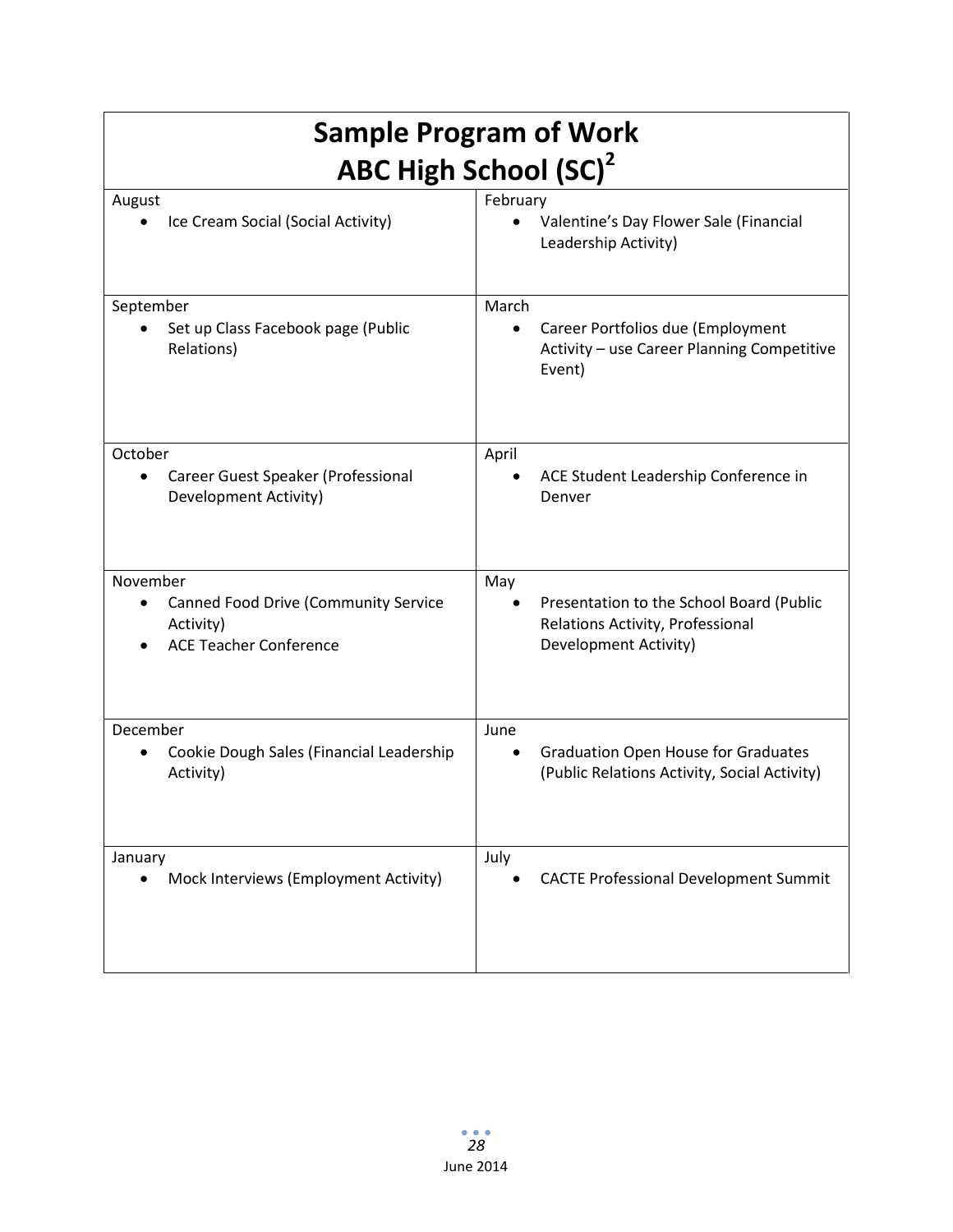# Sample Program of Work
# ABC High School (SC)[2]

| | |
|---|---|
| August<br>• Ice Cream Social (Social Activity) | February<br>• Valentine's Day Flower Sale (Financial Leadership Activity) |
| September<br>• Set up Class Facebook page (Public Relations) | March<br>• Career Portfolios due (Employment Activity – use Career Planning Competitive Event) |
| October<br>• Career Guest Speaker (Professional Development Activity) | April<br>• ACE Student Leadership Conference in Denver |
| November<br>• Canned Food Drive (Community Service Activity)<br>• ACE Teacher Conference | May<br>• Presentation to the School Board (Public Relations Activity, Professional Development Activity) |
| December<br>• Cookie Dough Sales (Financial Leadership Activity) | June<br>• Graduation Open House for Graduates (Public Relations Activity, Social Activity) |
| January<br>• Mock Interviews (Employment Activity) | July<br>• CACTE Professional Development Summit |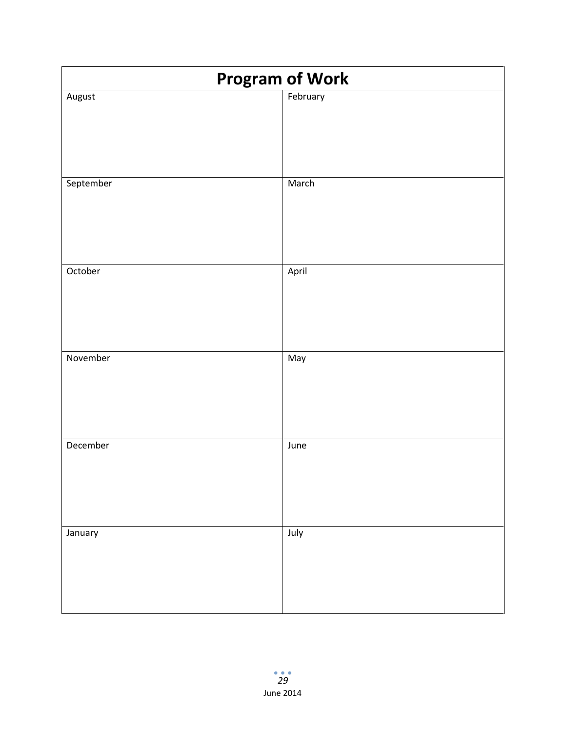| Program of Work | |
|---|---|
| August | February |
| September | March |
| October | April |
| November | May |
| December | June |
| January | July |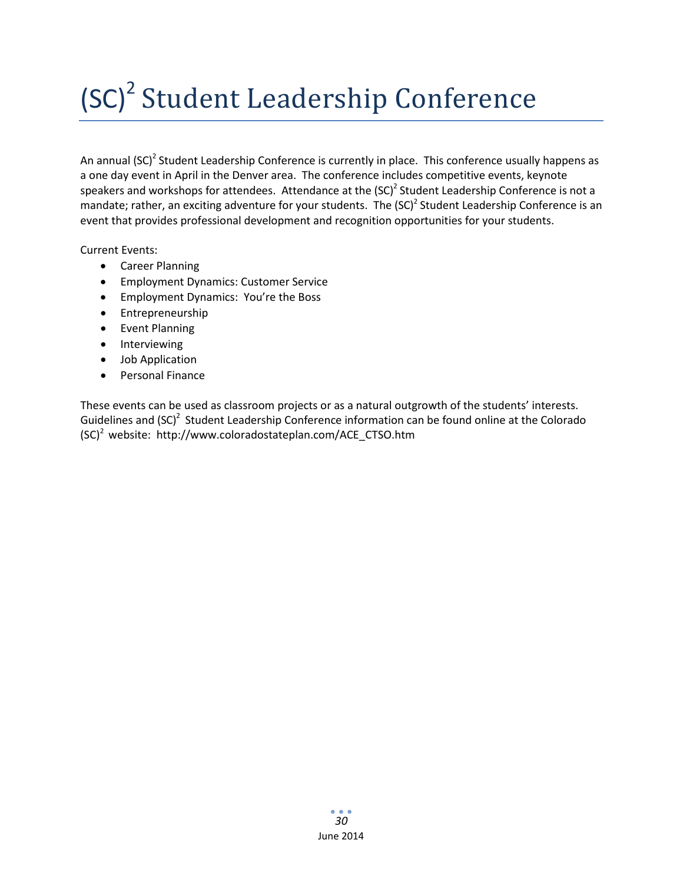# $(SC)^2$ Student Leadership Conference

An annual $(SC)^2$ Student Leadership Conference is currently in place. This conference usually happens as a one day event in April in the Denver area. The conference includes competitive events, keynote speakers and workshops for attendees. Attendance at the $(SC)^2$ Student Leadership Conference is not a mandate; rather, an exciting adventure for your students. The $(SC)^2$ Student Leadership Conference is an event that provides professional development and recognition opportunities for your students.

Current Events:

- Career Planning
- Employment Dynamics: Customer Service
- Employment Dynamics: You're the Boss
- Entrepreneurship
- Event Planning
- Interviewing
- Job Application
- Personal Finance

These events can be used as classroom projects or as a natural outgrowth of the students' interests. Guidelines and $(SC)^2$ Student Leadership Conference information can be found online at the Colorado $(SC)^2$ website: http://www.coloradostateplan.com/ACE_CTSO.htm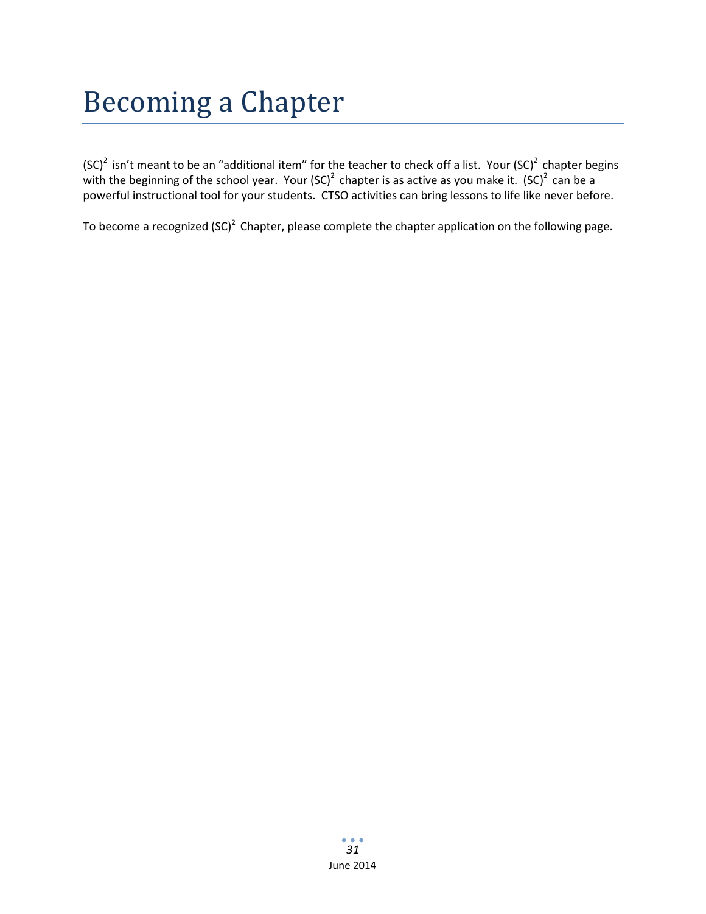# Becoming a Chapter

$(SC)^2$ isn't meant to be an "additional item" for the teacher to check off a list. Your $(SC)^2$ chapter begins with the beginning of the school year. Your $(SC)^2$ chapter is as active as you make it. $(SC)^2$ can be a powerful instructional tool for your students. CTSO activities can bring lessons to life like never before.

To become a recognized $(SC)^2$ Chapter, please complete the chapter application on the following page.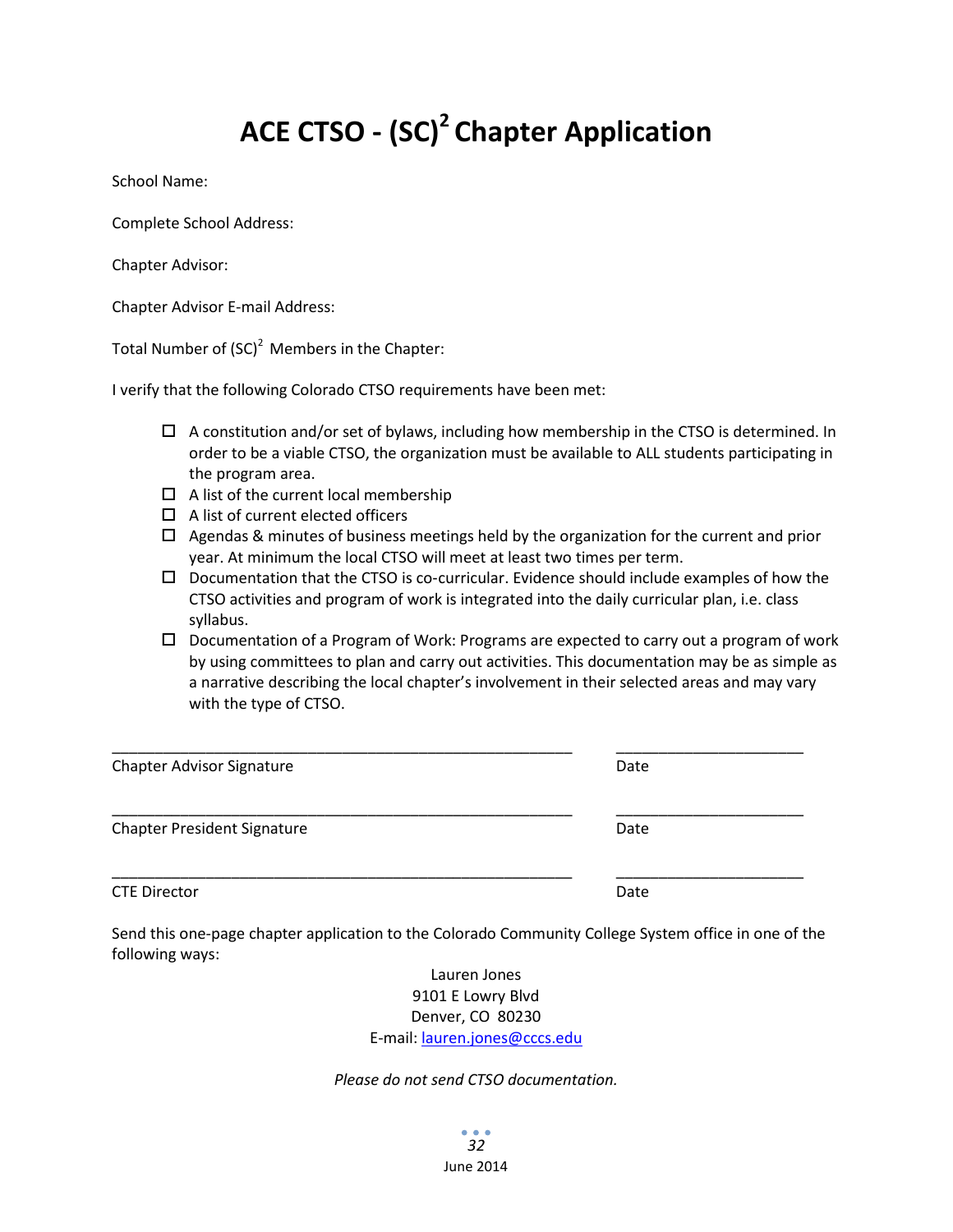# ACE CTSO - $(SC)^2$ Chapter Application

School Name:

Complete School Address:

Chapter Advisor:

Chapter Advisor E-mail Address:

Total Number of $(SC)^2$ Members in the Chapter:

I verify that the following Colorado CTSO requirements have been met:

- ☐ A constitution and/or set of bylaws, including how membership in the CTSO is determined. In order to be a viable CTSO, the organization must be available to ALL students participating in the program area.
- ☐ A list of the current local membership
- ☐ A list of current elected officers
- ☐ Agendas & minutes of business meetings held by the organization for the current and prior year. At minimum the local CTSO will meet at least two times per term.
- ☐ Documentation that the CTSO is co-curricular. Evidence should include examples of how the CTSO activities and program of work is integrated into the daily curricular plan, i.e. class syllabus.
- ☐ Documentation of a Program of Work: Programs are expected to carry out a program of work by using committees to plan and carry out activities. This documentation may be as simple as a narrative describing the local chapter's involvement in their selected areas and may vary with the type of CTSO.

\_\_\_\_\_\_\_\_\_\_\_\_\_\_\_\_\_\_\_\_\_\_\_\_\_\_\_\_\_\_\_\_\_\_\_\_\_\_\_\_\_\_\_\_\_\_\_\_\_\_\_\_ \_\_\_\_\_\_\_\_\_\_\_\_\_\_\_\_\_\_\_\_\_\_
Chapter Advisor Signature Date

\_\_\_\_\_\_\_\_\_\_\_\_\_\_\_\_\_\_\_\_\_\_\_\_\_\_\_\_\_\_\_\_\_\_\_\_\_\_\_\_\_\_\_\_\_\_\_\_\_\_\_\_ \_\_\_\_\_\_\_\_\_\_\_\_\_\_\_\_\_\_\_\_\_\_
Chapter President Signature Date

\_\_\_\_\_\_\_\_\_\_\_\_\_\_\_\_\_\_\_\_\_\_\_\_\_\_\_\_\_\_\_\_\_\_\_\_\_\_\_\_\_\_\_\_\_\_\_\_\_\_\_\_ \_\_\_\_\_\_\_\_\_\_\_\_\_\_\_\_\_\_\_\_\_\_
CTE Director Date

Send this one-page chapter application to the Colorado Community College System office in one of the following ways:

Lauren Jones
9101 E Lowry Blvd
Denver, CO 80230
E-mail: lauren.jones@cccs.edu

*Please do not send CTSO documentation.*

June 2014